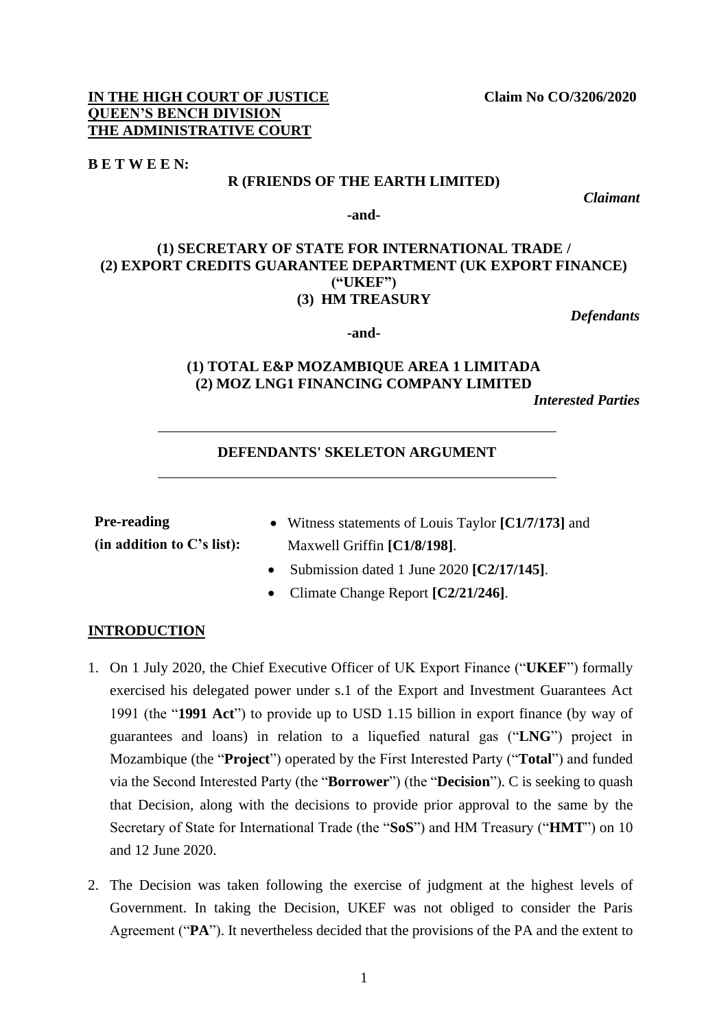**IN THE HIGH COURT OF JUSTICE**
**QUEEN'S BENCH DIVISION**
**THE ADMINISTRATIVE COURT**

**Claim No CO/3206/2020**

**B E T W E E N:**

**R (FRIENDS OF THE EARTH LIMITED)**

*Claimant*

**-and-**

**(1) SECRETARY OF STATE FOR INTERNATIONAL TRADE /**
**(2) EXPORT CREDITS GUARANTEE DEPARTMENT (UK EXPORT FINANCE) ("UKEF")**
**(3) HM TREASURY**

*Defendants*

**-and-**

**(1) TOTAL E&P MOZAMBIQUE AREA 1 LIMITADA**
**(2) MOZ LNG1 FINANCING COMPANY LIMITED**

*Interested Parties*

---

**DEFENDANTS' SKELETON ARGUMENT**

---

**Pre-reading (in addition to C's list):**

- Witness statements of Louis Taylor **[C1/7/173]** and Maxwell Griffin **[C1/8/198]**.
- Submission dated 1 June 2020 **[C2/17/145]**.
- Climate Change Report **[C2/21/246]**.

## INTRODUCTION

1. On 1 July 2020, the Chief Executive Officer of UK Export Finance ("**UKEF**") formally exercised his delegated power under s.1 of the Export and Investment Guarantees Act 1991 (the "**1991 Act**") to provide up to USD 1.15 billion in export finance (by way of guarantees and loans) in relation to a liquefied natural gas ("**LNG**") project in Mozambique (the "**Project**") operated by the First Interested Party ("**Total**") and funded via the Second Interested Party (the "**Borrower**") (the "**Decision**"). C is seeking to quash that Decision, along with the decisions to provide prior approval to the same by the Secretary of State for International Trade (the "**SoS**") and HM Treasury ("**HMT**") on 10 and 12 June 2020.

2. The Decision was taken following the exercise of judgment at the highest levels of Government. In taking the Decision, UKEF was not obliged to consider the Paris Agreement ("**PA**"). It nevertheless decided that the provisions of the PA and the extent to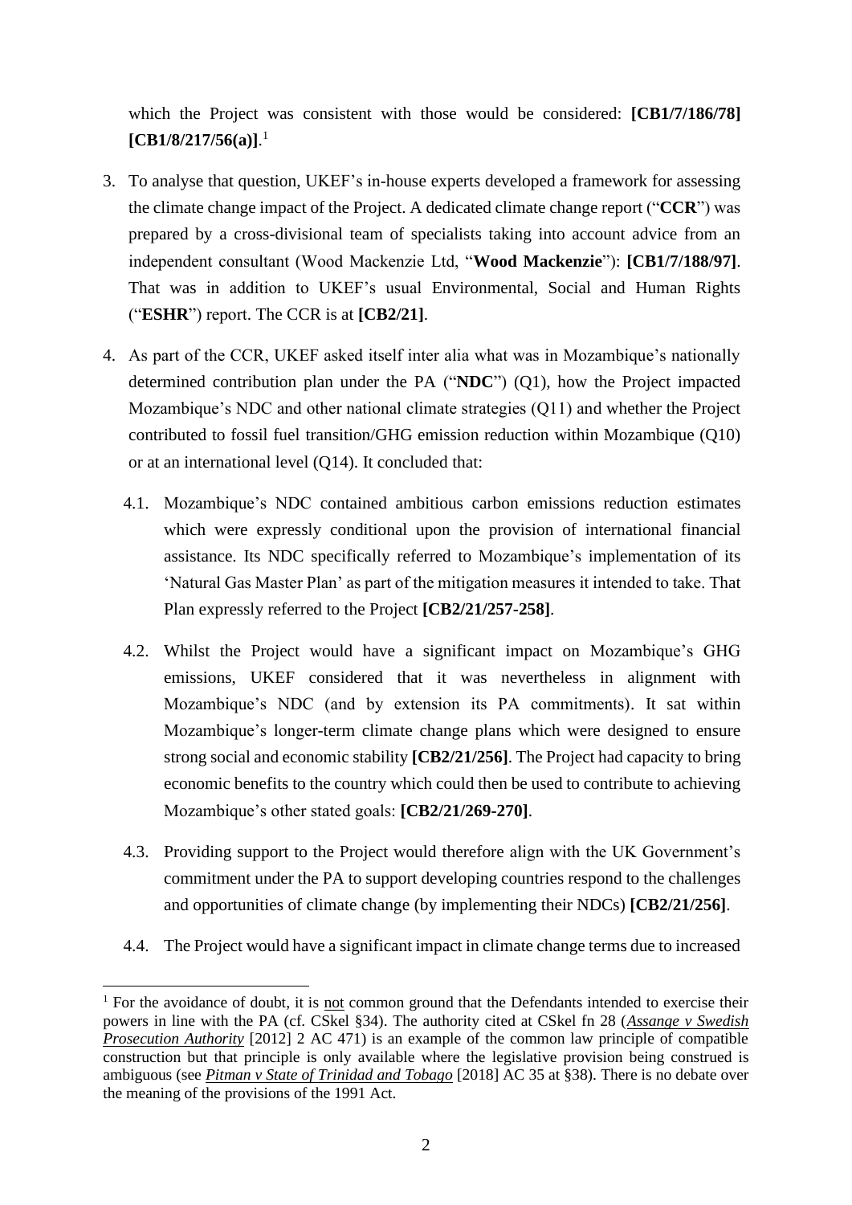which the Project was consistent with those would be considered: **[CB1/7/186/78] [CB1/8/217/56(a)]**.[1]

3. To analyse that question, UKEF's in-house experts developed a framework for assessing the climate change impact of the Project. A dedicated climate change report ("**CCR**") was prepared by a cross-divisional team of specialists taking into account advice from an independent consultant (Wood Mackenzie Ltd, "**Wood Mackenzie**"): **[CB1/7/188/97]**. That was in addition to UKEF's usual Environmental, Social and Human Rights ("**ESHR**") report. The CCR is at **[CB2/21]**.

4. As part of the CCR, UKEF asked itself inter alia what was in Mozambique's nationally determined contribution plan under the PA ("**NDC**") (Q1), how the Project impacted Mozambique's NDC and other national climate strategies (Q11) and whether the Project contributed to fossil fuel transition/GHG emission reduction within Mozambique (Q10) or at an international level (Q14). It concluded that:

   4.1. Mozambique's NDC contained ambitious carbon emissions reduction estimates which were expressly conditional upon the provision of international financial assistance. Its NDC specifically referred to Mozambique's implementation of its 'Natural Gas Master Plan' as part of the mitigation measures it intended to take. That Plan expressly referred to the Project **[CB2/21/257-258]**.

   4.2. Whilst the Project would have a significant impact on Mozambique's GHG emissions, UKEF considered that it was nevertheless in alignment with Mozambique's NDC (and by extension its PA commitments). It sat within Mozambique's longer-term climate change plans which were designed to ensure strong social and economic stability **[CB2/21/256]**. The Project had capacity to bring economic benefits to the country which could then be used to contribute to achieving Mozambique's other stated goals: **[CB2/21/269-270]**.

   4.3. Providing support to the Project would therefore align with the UK Government's commitment under the PA to support developing countries respond to the challenges and opportunities of climate change (by implementing their NDCs) **[CB2/21/256]**.

   4.4. The Project would have a significant impact in climate change terms due to increased

---

[1] For the avoidance of doubt, it is <u>not</u> common ground that the Defendants intended to exercise their powers in line with the PA (cf. CSkel §34). The authority cited at CSkel fn 28 (***Assange v Swedish Prosecution Authority*** [2012] 2 AC 471) is an example of the common law principle of compatible construction but that principle is only available where the legislative provision being construed is ambiguous (see ***Pitman v State of Trinidad and Tobago*** [2018] AC 35 at §38). There is no debate over the meaning of the provisions of the 1991 Act.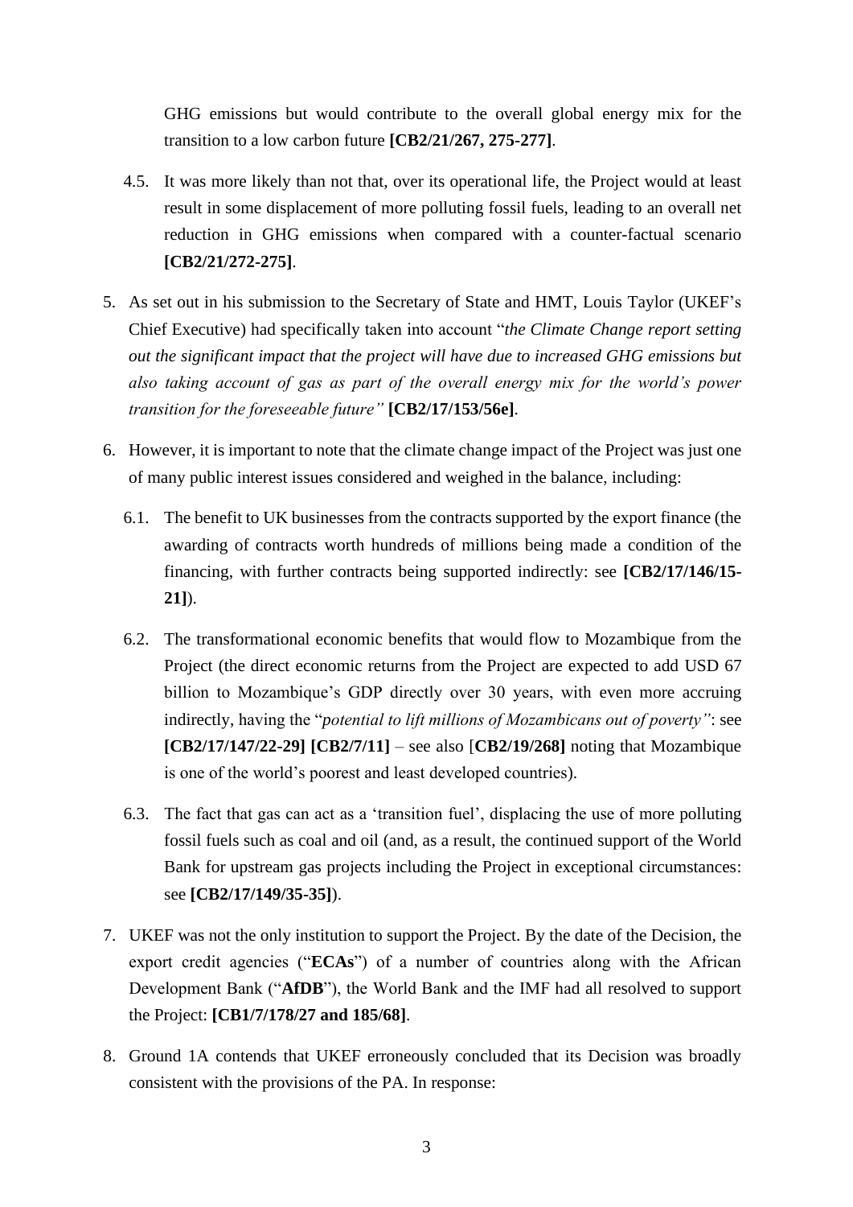GHG emissions but would contribute to the overall global energy mix for the transition to a low carbon future **[CB2/21/267, 275-277]**.

4.5. It was more likely than not that, over its operational life, the Project would at least result in some displacement of more polluting fossil fuels, leading to an overall net reduction in GHG emissions when compared with a counter-factual scenario **[CB2/21/272-275]**.

5. As set out in his submission to the Secretary of State and HMT, Louis Taylor (UKEF's Chief Executive) had specifically taken into account "*the Climate Change report setting out the significant impact that the project will have due to increased GHG emissions but also taking account of gas as part of the overall energy mix for the world's power transition for the foreseeable future"* **[CB2/17/153/56e]**.

6. However, it is important to note that the climate change impact of the Project was just one of many public interest issues considered and weighed in the balance, including:

   6.1. The benefit to UK businesses from the contracts supported by the export finance (the awarding of contracts worth hundreds of millions being made a condition of the financing, with further contracts being supported indirectly: see **[CB2/17/146/15-21]**).

   6.2. The transformational economic benefits that would flow to Mozambique from the Project (the direct economic returns from the Project are expected to add USD 67 billion to Mozambique's GDP directly over 30 years, with even more accruing indirectly, having the "*potential to lift millions of Mozambicans out of poverty"*: see **[CB2/17/147/22-29] [CB2/7/11]** – see also [**CB2/19/268]** noting that Mozambique is one of the world's poorest and least developed countries).

   6.3. The fact that gas can act as a 'transition fuel', displacing the use of more polluting fossil fuels such as coal and oil (and, as a result, the continued support of the World Bank for upstream gas projects including the Project in exceptional circumstances: see **[CB2/17/149/35-35]**).

7. UKEF was not the only institution to support the Project. By the date of the Decision, the export credit agencies ("**ECAs**") of a number of countries along with the African Development Bank ("**AfDB**"), the World Bank and the IMF had all resolved to support the Project: **[CB1/7/178/27 and 185/68]**.

8. Ground 1A contends that UKEF erroneously concluded that its Decision was broadly consistent with the provisions of the PA. In response: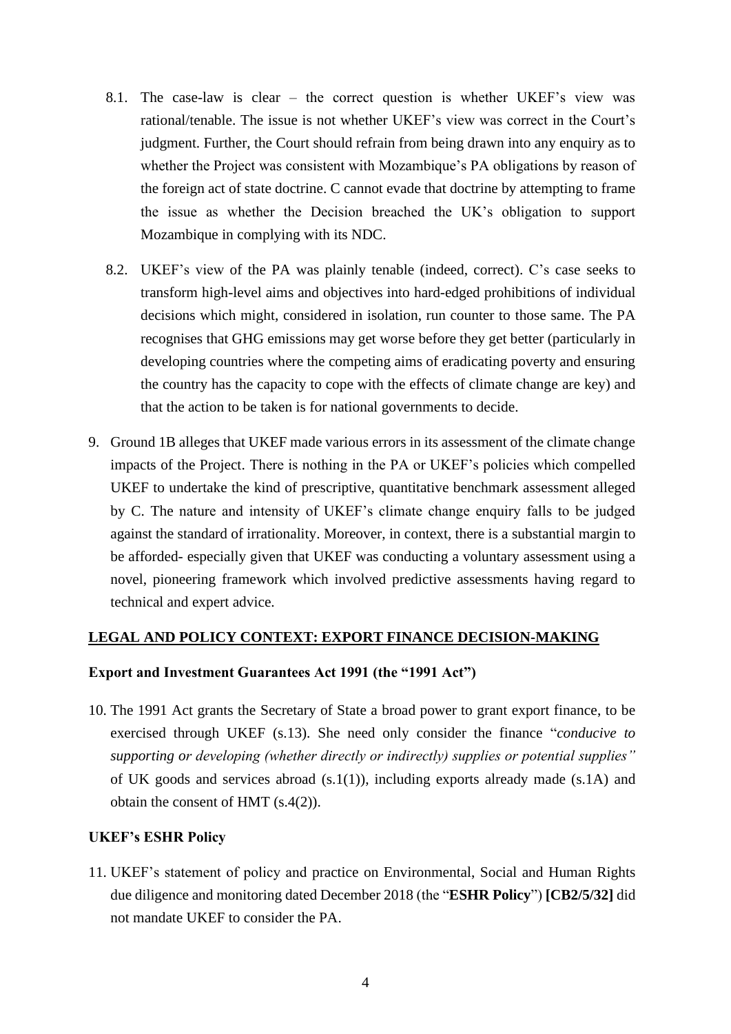8.1. The case-law is clear – the correct question is whether UKEF's view was rational/tenable. The issue is not whether UKEF's view was correct in the Court's judgment. Further, the Court should refrain from being drawn into any enquiry as to whether the Project was consistent with Mozambique's PA obligations by reason of the foreign act of state doctrine. C cannot evade that doctrine by attempting to frame the issue as whether the Decision breached the UK's obligation to support Mozambique in complying with its NDC.

8.2. UKEF's view of the PA was plainly tenable (indeed, correct). C's case seeks to transform high-level aims and objectives into hard-edged prohibitions of individual decisions which might, considered in isolation, run counter to those same. The PA recognises that GHG emissions may get worse before they get better (particularly in developing countries where the competing aims of eradicating poverty and ensuring the country has the capacity to cope with the effects of climate change are key) and that the action to be taken is for national governments to decide.

9. Ground 1B alleges that UKEF made various errors in its assessment of the climate change impacts of the Project. There is nothing in the PA or UKEF's policies which compelled UKEF to undertake the kind of prescriptive, quantitative benchmark assessment alleged by C. The nature and intensity of UKEF's climate change enquiry falls to be judged against the standard of irrationality. Moreover, in context, there is a substantial margin to be afforded- especially given that UKEF was conducting a voluntary assessment using a novel, pioneering framework which involved predictive assessments having regard to technical and expert advice.

## LEGAL AND POLICY CONTEXT: EXPORT FINANCE DECISION-MAKING

### Export and Investment Guarantees Act 1991 (the "1991 Act")

10. The 1991 Act grants the Secretary of State a broad power to grant export finance, to be exercised through UKEF (s.13). She need only consider the finance "*conducive to supporting or developing (whether directly or indirectly) supplies or potential supplies"* of UK goods and services abroad (s.1(1)), including exports already made (s.1A) and obtain the consent of HMT (s.4(2)).

### UKEF's ESHR Policy

11. UKEF's statement of policy and practice on Environmental, Social and Human Rights due diligence and monitoring dated December 2018 (the "**ESHR Policy**") **[CB2/5/32]** did not mandate UKEF to consider the PA.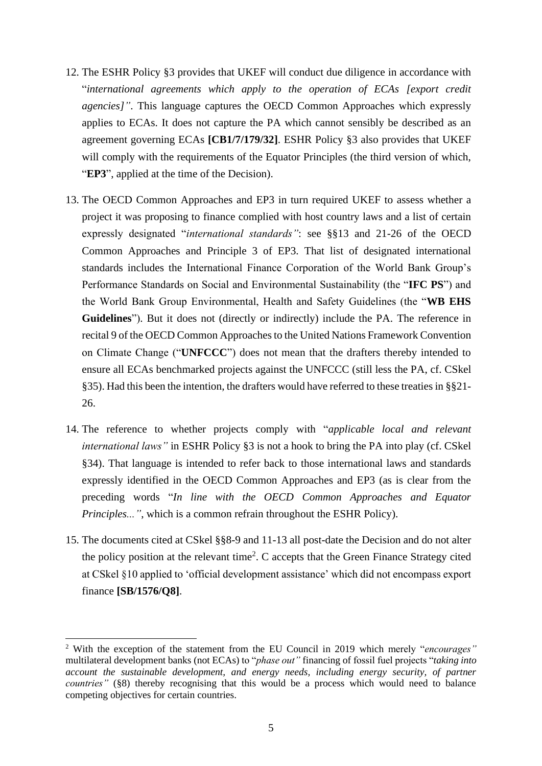12. The ESHR Policy §3 provides that UKEF will conduct due diligence in accordance with "*international agreements which apply to the operation of ECAs [export credit agencies]"*. This language captures the OECD Common Approaches which expressly applies to ECAs. It does not capture the PA which cannot sensibly be described as an agreement governing ECAs **[CB1/7/179/32]**. ESHR Policy §3 also provides that UKEF will comply with the requirements of the Equator Principles (the third version of which, "**EP3**", applied at the time of the Decision).

13. The OECD Common Approaches and EP3 in turn required UKEF to assess whether a project it was proposing to finance complied with host country laws and a list of certain expressly designated "*international standards"*: see §§13 and 21-26 of the OECD Common Approaches and Principle 3 of EP3. That list of designated international standards includes the International Finance Corporation of the World Bank Group's Performance Standards on Social and Environmental Sustainability (the "**IFC PS**") and the World Bank Group Environmental, Health and Safety Guidelines (the "**WB EHS Guidelines**"). But it does not (directly or indirectly) include the PA. The reference in recital 9 of the OECD Common Approaches to the United Nations Framework Convention on Climate Change ("**UNFCCC**") does not mean that the drafters thereby intended to ensure all ECAs benchmarked projects against the UNFCCC (still less the PA, cf. CSkel §35). Had this been the intention, the drafters would have referred to these treaties in §§21-26.

14. The reference to whether projects comply with "*applicable local and relevant international laws"* in ESHR Policy §3 is not a hook to bring the PA into play (cf. CSkel §34). That language is intended to refer back to those international laws and standards expressly identified in the OECD Common Approaches and EP3 (as is clear from the preceding words "*In line with the OECD Common Approaches and Equator Principles..."*, which is a common refrain throughout the ESHR Policy).

15. The documents cited at CSkel §§8-9 and 11-13 all post-date the Decision and do not alter the policy position at the relevant time[2]. C accepts that the Green Finance Strategy cited at CSkel §10 applied to 'official development assistance' which did not encompass export finance **[SB/1576/Q8]**.

---

[2] With the exception of the statement from the EU Council in 2019 which merely "*encourages"* multilateral development banks (not ECAs) to "*phase out"* financing of fossil fuel projects "*taking into account the sustainable development, and energy needs, including energy security, of partner countries"* (§8) thereby recognising that this would be a process which would need to balance competing objectives for certain countries.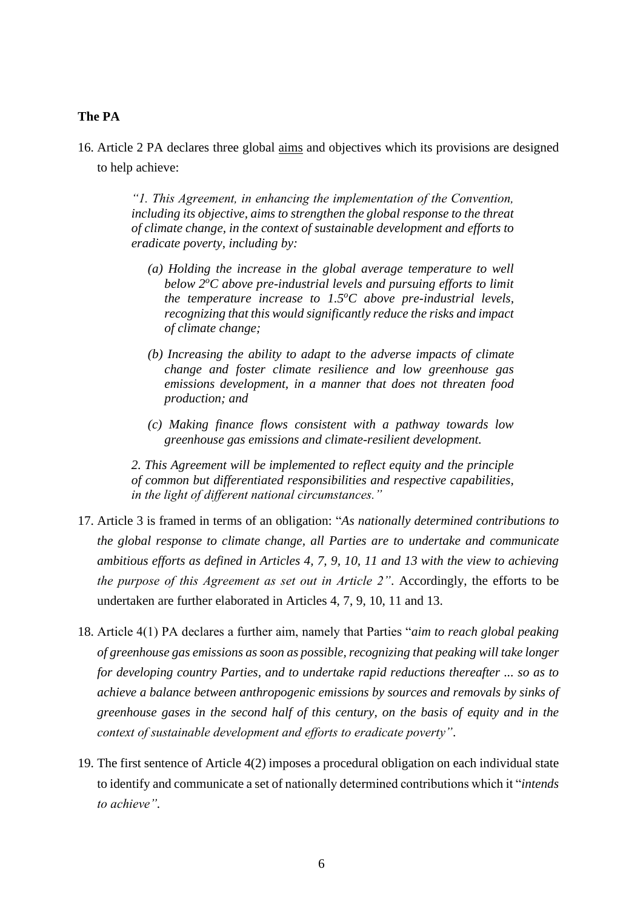**The PA**

16. Article 2 PA declares three global aims and objectives which its provisions are designed to help achieve:

> *"1. This Agreement, in enhancing the implementation of the Convention, including its objective, aims to strengthen the global response to the threat of climate change, in the context of sustainable development and efforts to eradicate poverty, including by:*
>
> *(a) Holding the increase in the global average temperature to well below 2°C above pre-industrial levels and pursuing efforts to limit the temperature increase to 1.5°C above pre-industrial levels, recognizing that this would significantly reduce the risks and impact of climate change;*
>
> *(b) Increasing the ability to adapt to the adverse impacts of climate change and foster climate resilience and low greenhouse gas emissions development, in a manner that does not threaten food production; and*
>
> *(c) Making finance flows consistent with a pathway towards low greenhouse gas emissions and climate-resilient development.*
>
> *2. This Agreement will be implemented to reflect equity and the principle of common but differentiated responsibilities and respective capabilities, in the light of different national circumstances."*

17. Article 3 is framed in terms of an obligation: "*As nationally determined contributions to the global response to climate change, all Parties are to undertake and communicate ambitious efforts as defined in Articles 4, 7, 9, 10, 11 and 13 with the view to achieving the purpose of this Agreement as set out in Article 2*". Accordingly, the efforts to be undertaken are further elaborated in Articles 4, 7, 9, 10, 11 and 13.

18. Article 4(1) PA declares a further aim, namely that Parties "*aim to reach global peaking of greenhouse gas emissions as soon as possible, recognizing that peaking will take longer for developing country Parties, and to undertake rapid reductions thereafter ... so as to achieve a balance between anthropogenic emissions by sources and removals by sinks of greenhouse gases in the second half of this century, on the basis of equity and in the context of sustainable development and efforts to eradicate poverty*".

19. The first sentence of Article 4(2) imposes a procedural obligation on each individual state to identify and communicate a set of nationally determined contributions which it "*intends to achieve*".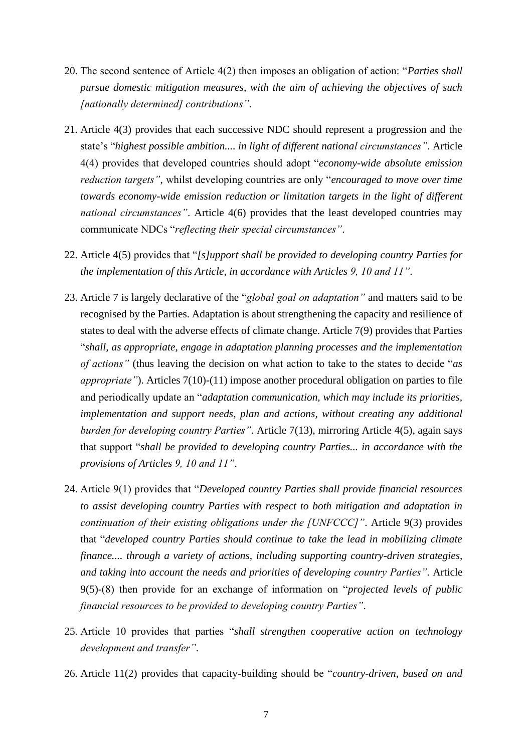20. The second sentence of Article 4(2) then imposes an obligation of action: "*Parties shall pursue domestic mitigation measures, with the aim of achieving the objectives of such [nationally determined] contributions"*.

21. Article 4(3) provides that each successive NDC should represent a progression and the state's "*highest possible ambition.... in light of different national circumstances"*. Article 4(4) provides that developed countries should adopt "*economy-wide absolute emission reduction targets"*, whilst developing countries are only "*encouraged to move over time towards economy-wide emission reduction or limitation targets in the light of different national circumstances"*. Article 4(6) provides that the least developed countries may communicate NDCs "*reflecting their special circumstances"*.

22. Article 4(5) provides that "*[s]upport shall be provided to developing country Parties for the implementation of this Article, in accordance with Articles 9, 10 and 11"*.

23. Article 7 is largely declarative of the "*global goal on adaptation"* and matters said to be recognised by the Parties. Adaptation is about strengthening the capacity and resilience of states to deal with the adverse effects of climate change. Article 7(9) provides that Parties "*shall, as appropriate, engage in adaptation planning processes and the implementation of actions"* (thus leaving the decision on what action to take to the states to decide "*as appropriate"*). Articles 7(10)-(11) impose another procedural obligation on parties to file and periodically update an "*adaptation communication, which may include its priorities, implementation and support needs, plan and actions, without creating any additional burden for developing country Parties"*. Article 7(13), mirroring Article 4(5), again says that support "*shall be provided to developing country Parties... in accordance with the provisions of Articles 9, 10 and 11"*.

24. Article 9(1) provides that "*Developed country Parties shall provide financial resources to assist developing country Parties with respect to both mitigation and adaptation in continuation of their existing obligations under the [UNFCCC]"*. Article 9(3) provides that "*developed country Parties should continue to take the lead in mobilizing climate finance.... through a variety of actions, including supporting country-driven strategies, and taking into account the needs and priorities of developing country Parties"*. Article 9(5)-(8) then provide for an exchange of information on "*projected levels of public financial resources to be provided to developing country Parties"*.

25. Article 10 provides that parties "*shall strengthen cooperative action on technology development and transfer"*.

26. Article 11(2) provides that capacity-building should be "*country-driven, based on and*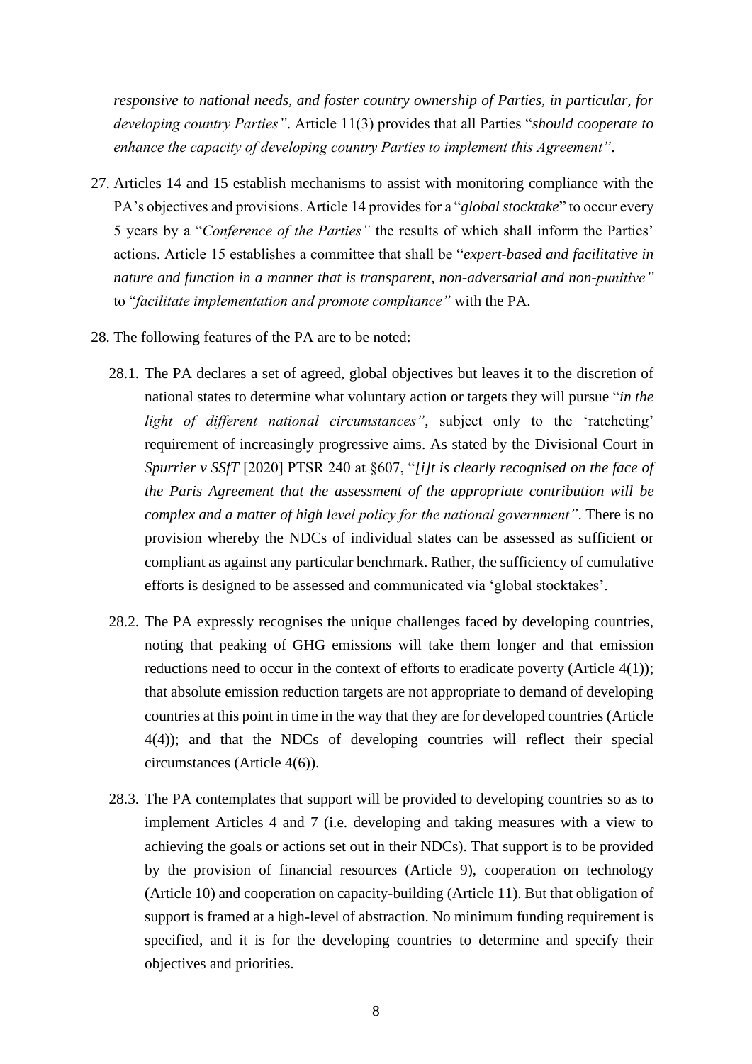*responsive to national needs, and foster country ownership of Parties, in particular, for developing country Parties"*. Article 11(3) provides that all Parties "*should cooperate to enhance the capacity of developing country Parties to implement this Agreement"*.

27. Articles 14 and 15 establish mechanisms to assist with monitoring compliance with the PA's objectives and provisions. Article 14 provides for a "*global stocktake*" to occur every 5 years by a "*Conference of the Parties"* the results of which shall inform the Parties' actions. Article 15 establishes a committee that shall be "*expert-based and facilitative in nature and function in a manner that is transparent, non-adversarial and non-punitive"* to "*facilitate implementation and promote compliance"* with the PA.

28. The following features of the PA are to be noted:

    28.1. The PA declares a set of agreed, global objectives but leaves it to the discretion of national states to determine what voluntary action or targets they will pursue "*in the light of different national circumstances"*, subject only to the 'ratcheting' requirement of increasingly progressive aims. As stated by the Divisional Court in Spurrier v SSfT [2020] PTSR 240 at §607, "*[i]t is clearly recognised on the face of the Paris Agreement that the assessment of the appropriate contribution will be complex and a matter of high level policy for the national government"*. There is no provision whereby the NDCs of individual states can be assessed as sufficient or compliant as against any particular benchmark. Rather, the sufficiency of cumulative efforts is designed to be assessed and communicated via 'global stocktakes'.

    28.2. The PA expressly recognises the unique challenges faced by developing countries, noting that peaking of GHG emissions will take them longer and that emission reductions need to occur in the context of efforts to eradicate poverty (Article 4(1)); that absolute emission reduction targets are not appropriate to demand of developing countries at this point in time in the way that they are for developed countries (Article 4(4)); and that the NDCs of developing countries will reflect their special circumstances (Article 4(6)).

    28.3. The PA contemplates that support will be provided to developing countries so as to implement Articles 4 and 7 (i.e. developing and taking measures with a view to achieving the goals or actions set out in their NDCs). That support is to be provided by the provision of financial resources (Article 9), cooperation on technology (Article 10) and cooperation on capacity-building (Article 11). But that obligation of support is framed at a high-level of abstraction. No minimum funding requirement is specified, and it is for the developing countries to determine and specify their objectives and priorities.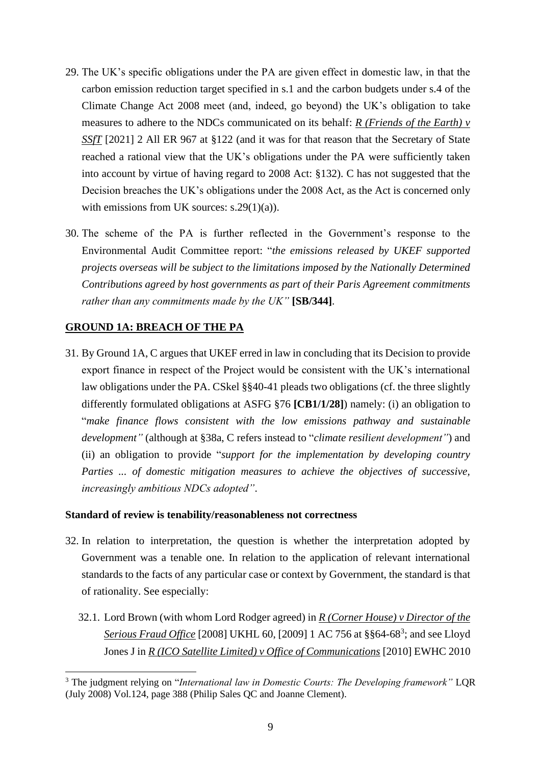29. The UK's specific obligations under the PA are given effect in domestic law, in that the carbon emission reduction target specified in s.1 and the carbon budgets under s.4 of the Climate Change Act 2008 meet (and, indeed, go beyond) the UK's obligation to take measures to adhere to the NDCs communicated on its behalf: ***R (Friends of the Earth) v SSfT*** [2021] 2 All ER 967 at §122 (and it was for that reason that the Secretary of State reached a rational view that the UK's obligations under the PA were sufficiently taken into account by virtue of having regard to 2008 Act: §132). C has not suggested that the Decision breaches the UK's obligations under the 2008 Act, as the Act is concerned only with emissions from UK sources: s.29(1)(a)).

30. The scheme of the PA is further reflected in the Government's response to the Environmental Audit Committee report: "*the emissions released by UKEF supported projects overseas will be subject to the limitations imposed by the Nationally Determined Contributions agreed by host governments as part of their Paris Agreement commitments rather than any commitments made by the UK"* **[SB/344]**.

## GROUND 1A: BREACH OF THE PA

31. By Ground 1A, C argues that UKEF erred in law in concluding that its Decision to provide export finance in respect of the Project would be consistent with the UK's international law obligations under the PA. CSkel §§40-41 pleads two obligations (cf. the three slightly differently formulated obligations at ASFG §76 **[CB1/1/28]**) namely: (i) an obligation to "*make finance flows consistent with the low emissions pathway and sustainable development"* (although at §38a, C refers instead to "*climate resilient development"*) and (ii) an obligation to provide "*support for the implementation by developing country Parties ... of domestic mitigation measures to achieve the objectives of successive, increasingly ambitious NDCs adopted"*.

### Standard of review is tenability/reasonableness not correctness

32. In relation to interpretation, the question is whether the interpretation adopted by Government was a tenable one. In relation to the application of relevant international standards to the facts of any particular case or context by Government, the standard is that of rationality. See especially:

    32.1. Lord Brown (with whom Lord Rodger agreed) in ***R (Corner House) v Director of the Serious Fraud Office*** [2008] UKHL 60, [2009] 1 AC 756 at §§64-68[3]; and see Lloyd Jones J in ***R (ICO Satellite Limited) v Office of Communications*** [2010] EWHC 2010

[3] The judgment relying on "*International law in Domestic Courts: The Developing framework"* LQR (July 2008) Vol.124, page 388 (Philip Sales QC and Joanne Clement).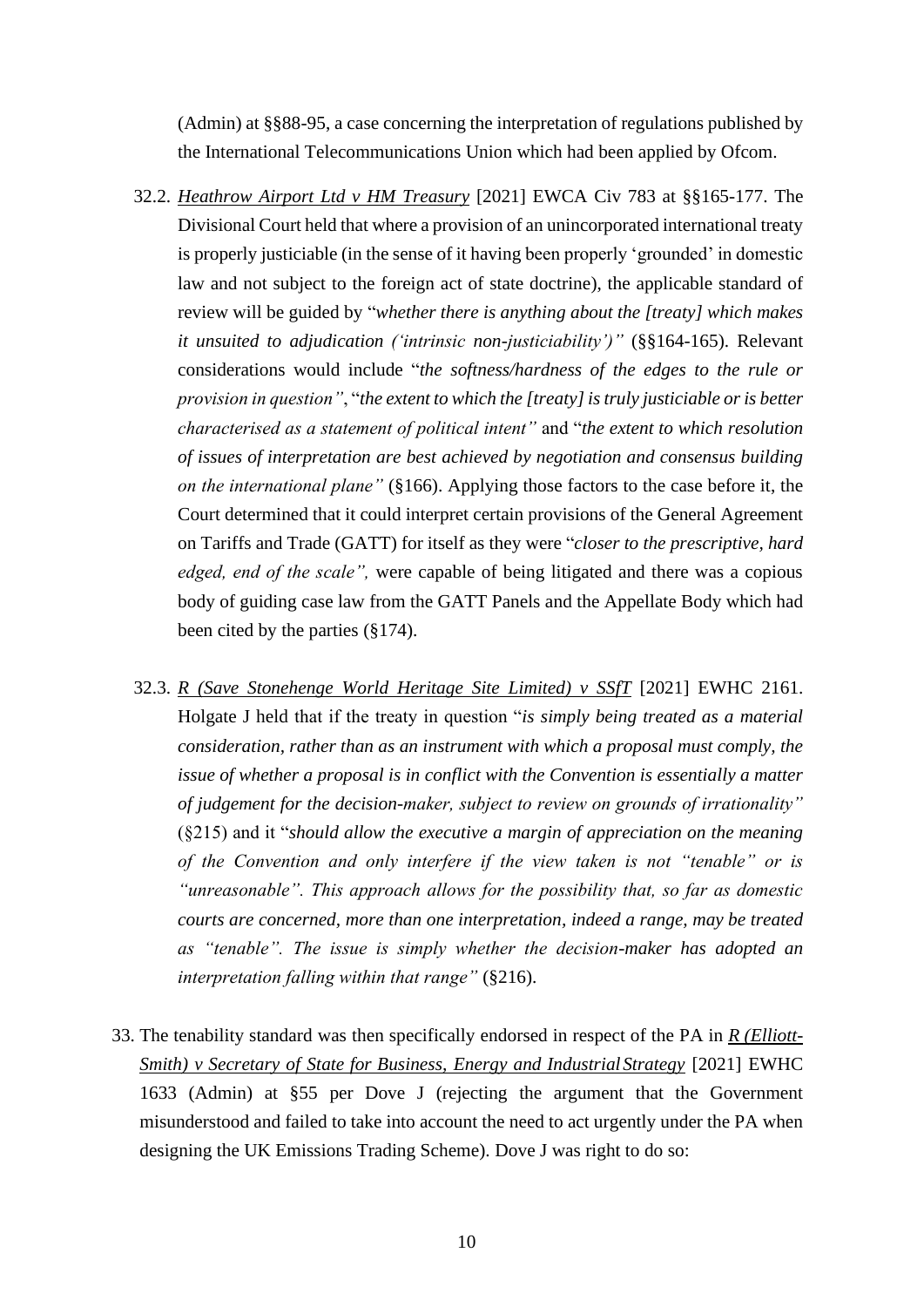(Admin) at §§88-95, a case concerning the interpretation of regulations published by the International Telecommunications Union which had been applied by Ofcom.

32.2. *Heathrow Airport Ltd v HM Treasury* [2021] EWCA Civ 783 at §§165-177. The Divisional Court held that where a provision of an unincorporated international treaty is properly justiciable (in the sense of it having been properly 'grounded' in domestic law and not subject to the foreign act of state doctrine), the applicable standard of review will be guided by "*whether there is anything about the [treaty] which makes it unsuited to adjudication ('intrinsic non-justiciability')"* (§§164-165). Relevant considerations would include "*the softness/hardness of the edges to the rule or provision in question"*, "*the extent to which the [treaty] is truly justiciable or is better characterised as a statement of political intent"* and "*the extent to which resolution of issues of interpretation are best achieved by negotiation and consensus building on the international plane"* (§166). Applying those factors to the case before it, the Court determined that it could interpret certain provisions of the General Agreement on Tariffs and Trade (GATT) for itself as they were "*closer to the prescriptive, hard edged, end of the scale",* were capable of being litigated and there was a copious body of guiding case law from the GATT Panels and the Appellate Body which had been cited by the parties (§174).

32.3. *R (Save Stonehenge World Heritage Site Limited) v SSfT* [2021] EWHC 2161. Holgate J held that if the treaty in question "*is simply being treated as a material consideration, rather than as an instrument with which a proposal must comply, the issue of whether a proposal is in conflict with the Convention is essentially a matter of judgement for the decision-maker, subject to review on grounds of irrationality"* (§215) and it "*should allow the executive a margin of appreciation on the meaning of the Convention and only interfere if the view taken is not "tenable" or is "unreasonable". This approach allows for the possibility that, so far as domestic courts are concerned, more than one interpretation, indeed a range, may be treated as "tenable". The issue is simply whether the decision-maker has adopted an interpretation falling within that range"* (§216).

33. The tenability standard was then specifically endorsed in respect of the PA in *R (Elliott-Smith) v Secretary of State for Business, Energy and Industrial Strategy* [2021] EWHC 1633 (Admin) at §55 per Dove J (rejecting the argument that the Government misunderstood and failed to take into account the need to act urgently under the PA when designing the UK Emissions Trading Scheme). Dove J was right to do so: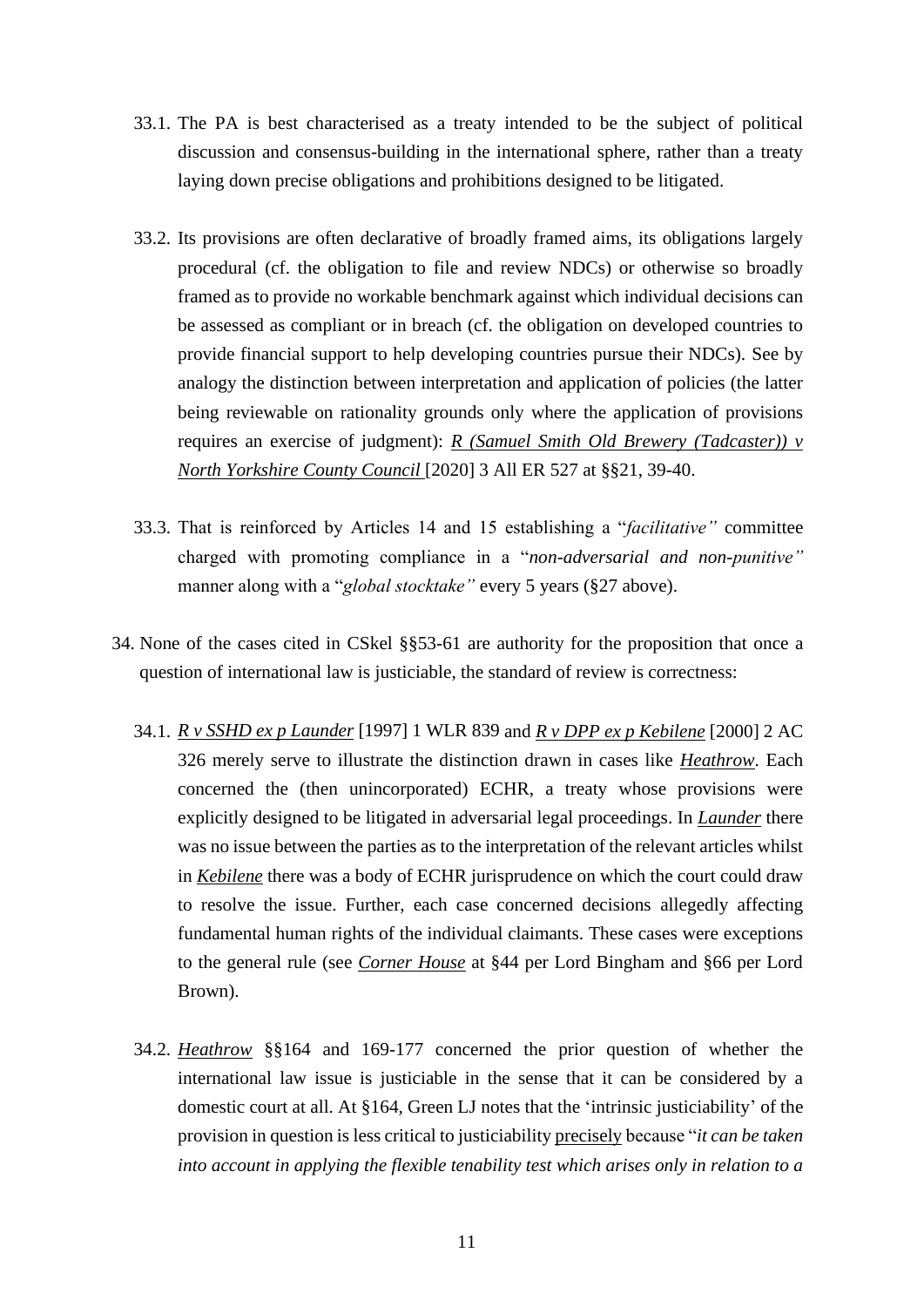33.1. The PA is best characterised as a treaty intended to be the subject of political discussion and consensus-building in the international sphere, rather than a treaty laying down precise obligations and prohibitions designed to be litigated.

33.2. Its provisions are often declarative of broadly framed aims, its obligations largely procedural (cf. the obligation to file and review NDCs) or otherwise so broadly framed as to provide no workable benchmark against which individual decisions can be assessed as compliant or in breach (cf. the obligation on developed countries to provide financial support to help developing countries pursue their NDCs). See by analogy the distinction between interpretation and application of policies (the latter being reviewable on rationality grounds only where the application of provisions requires an exercise of judgment): ***R (Samuel Smith Old Brewery (Tadcaster)) v North Yorkshire County Council*** [2020] 3 All ER 527 at §§21, 39-40.

33.3. That is reinforced by Articles 14 and 15 establishing a "*facilitative"* committee charged with promoting compliance in a "*non-adversarial and non-punitive"* manner along with a "*global stocktake"* every 5 years (§27 above).

34. None of the cases cited in CSkel §§53-61 are authority for the proposition that once a question of international law is justiciable, the standard of review is correctness:

34.1. ***R v SSHD ex p Launder*** [1997] 1 WLR 839 and ***R v DPP ex p Kebilene*** [2000] 2 AC 326 merely serve to illustrate the distinction drawn in cases like ***Heathrow***. Each concerned the (then unincorporated) ECHR, a treaty whose provisions were explicitly designed to be litigated in adversarial legal proceedings. In ***Launder*** there was no issue between the parties as to the interpretation of the relevant articles whilst in ***Kebilene*** there was a body of ECHR jurisprudence on which the court could draw to resolve the issue. Further, each case concerned decisions allegedly affecting fundamental human rights of the individual claimants. These cases were exceptions to the general rule (see ***Corner House*** at §44 per Lord Bingham and §66 per Lord Brown).

34.2. ***Heathrow*** §§164 and 169-177 concerned the prior question of whether the international law issue is justiciable in the sense that it can be considered by a domestic court at all. At §164, Green LJ notes that the 'intrinsic justiciability' of the provision in question is less critical to justiciability precisely because "*it can be taken into account in applying the flexible tenability test which arises only in relation to a*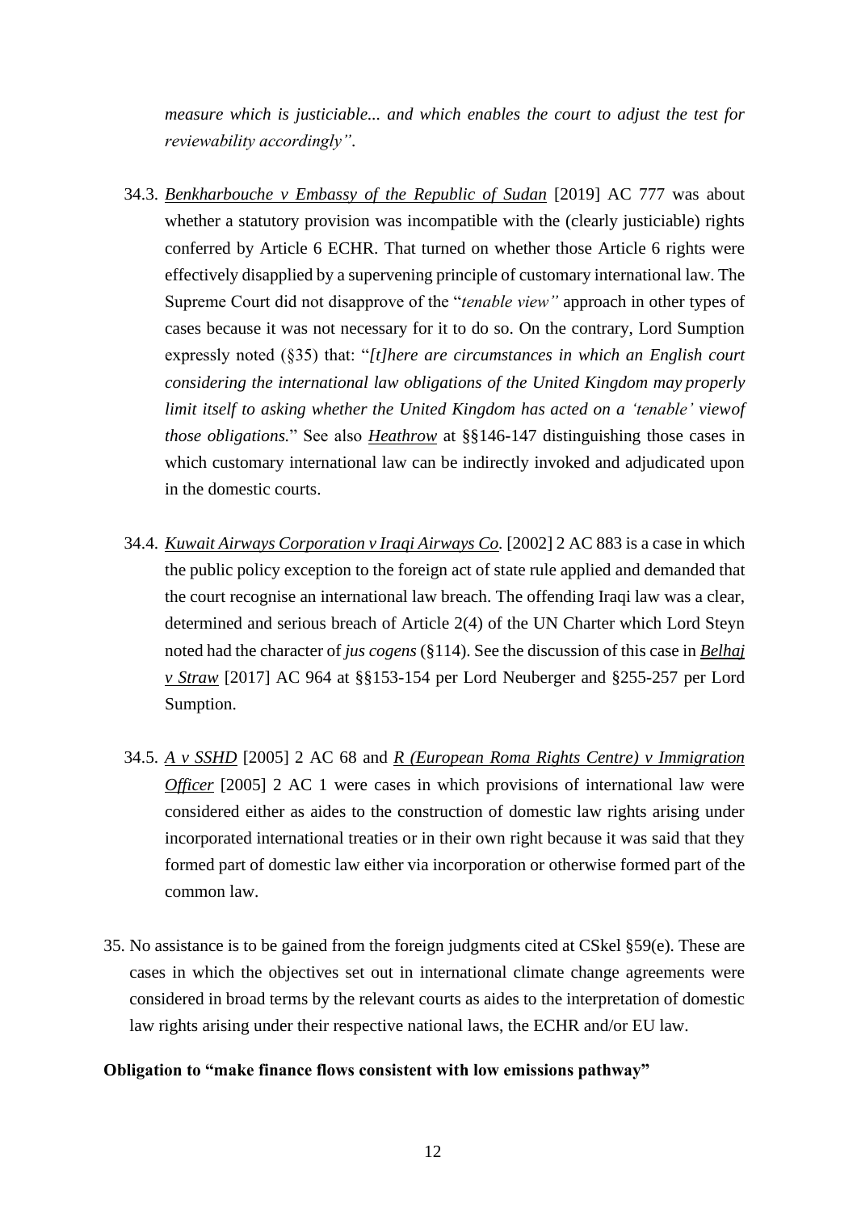*measure which is justiciable... and which enables the court to adjust the test for reviewability accordingly"*.

34.3. *Benkharbouche v Embassy of the Republic of Sudan* [2019] AC 777 was about whether a statutory provision was incompatible with the (clearly justiciable) rights conferred by Article 6 ECHR. That turned on whether those Article 6 rights were effectively disapplied by a supervening principle of customary international law. The Supreme Court did not disapprove of the "*tenable view"* approach in other types of cases because it was not necessary for it to do so. On the contrary, Lord Sumption expressly noted (§35) that: "*[t]here are circumstances in which an English court considering the international law obligations of the United Kingdom may properly limit itself to asking whether the United Kingdom has acted on a 'tenable' viewof those obligations.*" See also *Heathrow* at §§146-147 distinguishing those cases in which customary international law can be indirectly invoked and adjudicated upon in the domestic courts.

34.4. *Kuwait Airways Corporation v Iraqi Airways Co.* [2002] 2 AC 883 is a case in which the public policy exception to the foreign act of state rule applied and demanded that the court recognise an international law breach. The offending Iraqi law was a clear, determined and serious breach of Article 2(4) of the UN Charter which Lord Steyn noted had the character of *jus cogens* (§114). See the discussion of this case in *Belhaj v Straw* [2017] AC 964 at §§153-154 per Lord Neuberger and §255-257 per Lord Sumption.

34.5. *A v SSHD* [2005] 2 AC 68 and *R (European Roma Rights Centre) v Immigration Officer* [2005] 2 AC 1 were cases in which provisions of international law were considered either as aides to the construction of domestic law rights arising under incorporated international treaties or in their own right because it was said that they formed part of domestic law either via incorporation or otherwise formed part of the common law.

35. No assistance is to be gained from the foreign judgments cited at CSkel §59(e). These are cases in which the objectives set out in international climate change agreements were considered in broad terms by the relevant courts as aides to the interpretation of domestic law rights arising under their respective national laws, the ECHR and/or EU law.

**Obligation to "make finance flows consistent with low emissions pathway"**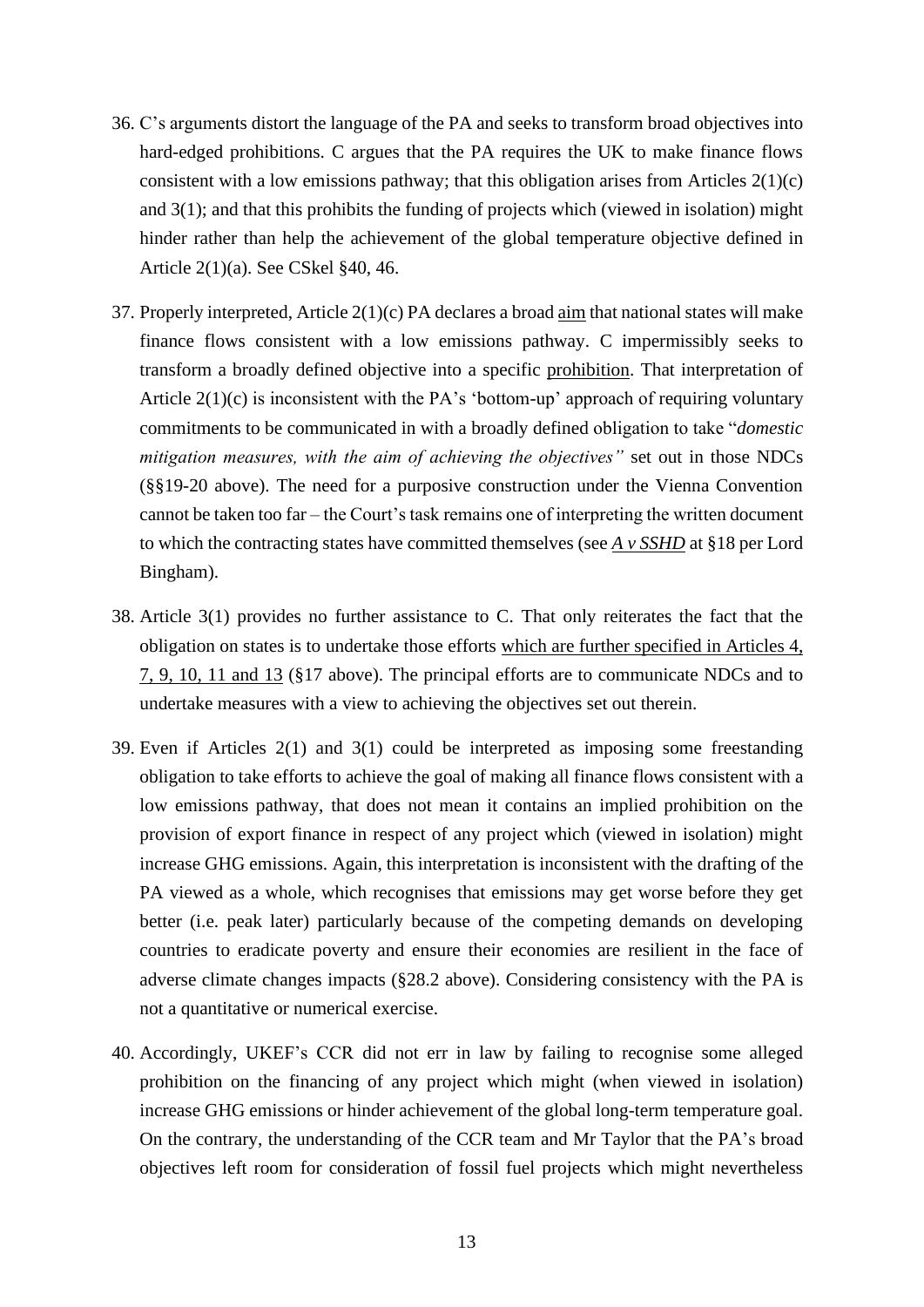36. C's arguments distort the language of the PA and seeks to transform broad objectives into hard-edged prohibitions. C argues that the PA requires the UK to make finance flows consistent with a low emissions pathway; that this obligation arises from Articles 2(1)(c) and 3(1); and that this prohibits the funding of projects which (viewed in isolation) might hinder rather than help the achievement of the global temperature objective defined in Article 2(1)(a). See CSkel §40, 46.

37. Properly interpreted, Article 2(1)(c) PA declares a broad <u>aim</u> that national states will make finance flows consistent with a low emissions pathway. C impermissibly seeks to transform a broadly defined objective into a specific <u>prohibition</u>. That interpretation of Article 2(1)(c) is inconsistent with the PA's 'bottom-up' approach of requiring voluntary commitments to be communicated in with a broadly defined obligation to take "*domestic mitigation measures, with the aim of achieving the objectives"* set out in those NDCs (§§19-20 above). The need for a purposive construction under the Vienna Convention cannot be taken too far – the Court's task remains one of interpreting the written document to which the contracting states have committed themselves (see <u>*A v SSHD*</u> at §18 per Lord Bingham).

38. Article 3(1) provides no further assistance to C. That only reiterates the fact that the obligation on states is to undertake those efforts <u>which are further specified in Articles 4, 7, 9, 10, 11 and 13</u> (§17 above). The principal efforts are to communicate NDCs and to undertake measures with a view to achieving the objectives set out therein.

39. Even if Articles 2(1) and 3(1) could be interpreted as imposing some freestanding obligation to take efforts to achieve the goal of making all finance flows consistent with a low emissions pathway, that does not mean it contains an implied prohibition on the provision of export finance in respect of any project which (viewed in isolation) might increase GHG emissions. Again, this interpretation is inconsistent with the drafting of the PA viewed as a whole, which recognises that emissions may get worse before they get better (i.e. peak later) particularly because of the competing demands on developing countries to eradicate poverty and ensure their economies are resilient in the face of adverse climate changes impacts (§28.2 above). Considering consistency with the PA is not a quantitative or numerical exercise.

40. Accordingly, UKEF's CCR did not err in law by failing to recognise some alleged prohibition on the financing of any project which might (when viewed in isolation) increase GHG emissions or hinder achievement of the global long-term temperature goal. On the contrary, the understanding of the CCR team and Mr Taylor that the PA's broad objectives left room for consideration of fossil fuel projects which might nevertheless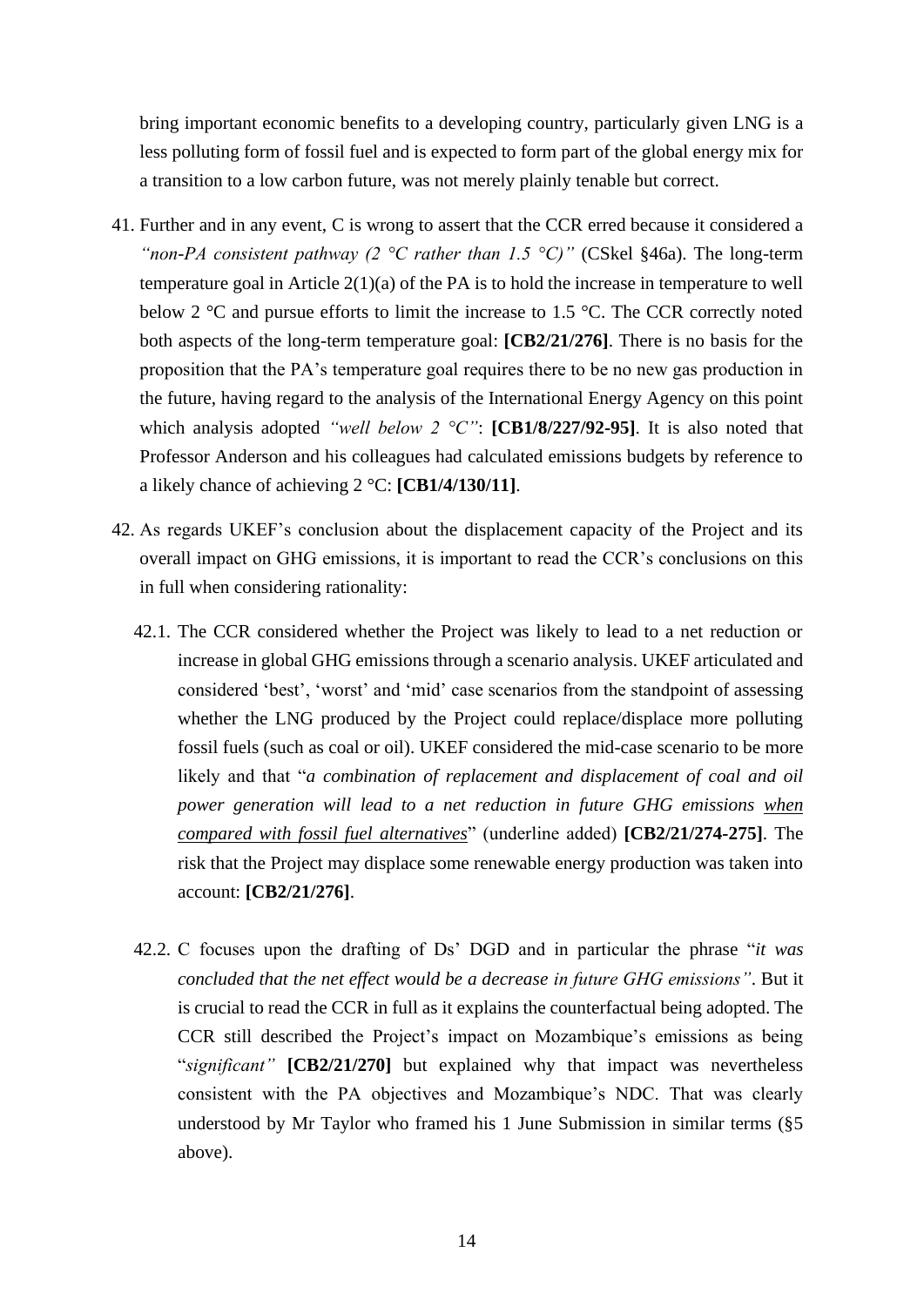bring important economic benefits to a developing country, particularly given LNG is a less polluting form of fossil fuel and is expected to form part of the global energy mix for a transition to a low carbon future, was not merely plainly tenable but correct.

41. Further and in any event, C is wrong to assert that the CCR erred because it considered a *"non-PA consistent pathway (2 °C rather than 1.5 °C)"* (CSkel §46a). The long-term temperature goal in Article 2(1)(a) of the PA is to hold the increase in temperature to well below 2 °C and pursue efforts to limit the increase to 1.5 °C. The CCR correctly noted both aspects of the long-term temperature goal: **[CB2/21/276]**. There is no basis for the proposition that the PA's temperature goal requires there to be no new gas production in the future, having regard to the analysis of the International Energy Agency on this point which analysis adopted *"well below 2 °C"*: **[CB1/8/227/92-95]**. It is also noted that Professor Anderson and his colleagues had calculated emissions budgets by reference to a likely chance of achieving 2 °C: **[CB1/4/130/11]**.

42. As regards UKEF's conclusion about the displacement capacity of the Project and its overall impact on GHG emissions, it is important to read the CCR's conclusions on this in full when considering rationality:

    42.1. The CCR considered whether the Project was likely to lead to a net reduction or increase in global GHG emissions through a scenario analysis. UKEF articulated and considered 'best', 'worst' and 'mid' case scenarios from the standpoint of assessing whether the LNG produced by the Project could replace/displace more polluting fossil fuels (such as coal or oil). UKEF considered the mid-case scenario to be more likely and that "*a combination of replacement and displacement of coal and oil power generation will lead to a net reduction in future GHG emissions <u>when compared with fossil fuel alternatives</u>*" (underline added) **[CB2/21/274-275]**. The risk that the Project may displace some renewable energy production was taken into account: **[CB2/21/276]**.

    42.2. C focuses upon the drafting of Ds' DGD and in particular the phrase "*it was concluded that the net effect would be a decrease in future GHG emissions"*. But it is crucial to read the CCR in full as it explains the counterfactual being adopted. The CCR still described the Project's impact on Mozambique's emissions as being "*significant"* **[CB2/21/270]** but explained why that impact was nevertheless consistent with the PA objectives and Mozambique's NDC. That was clearly understood by Mr Taylor who framed his 1 June Submission in similar terms (§5 above).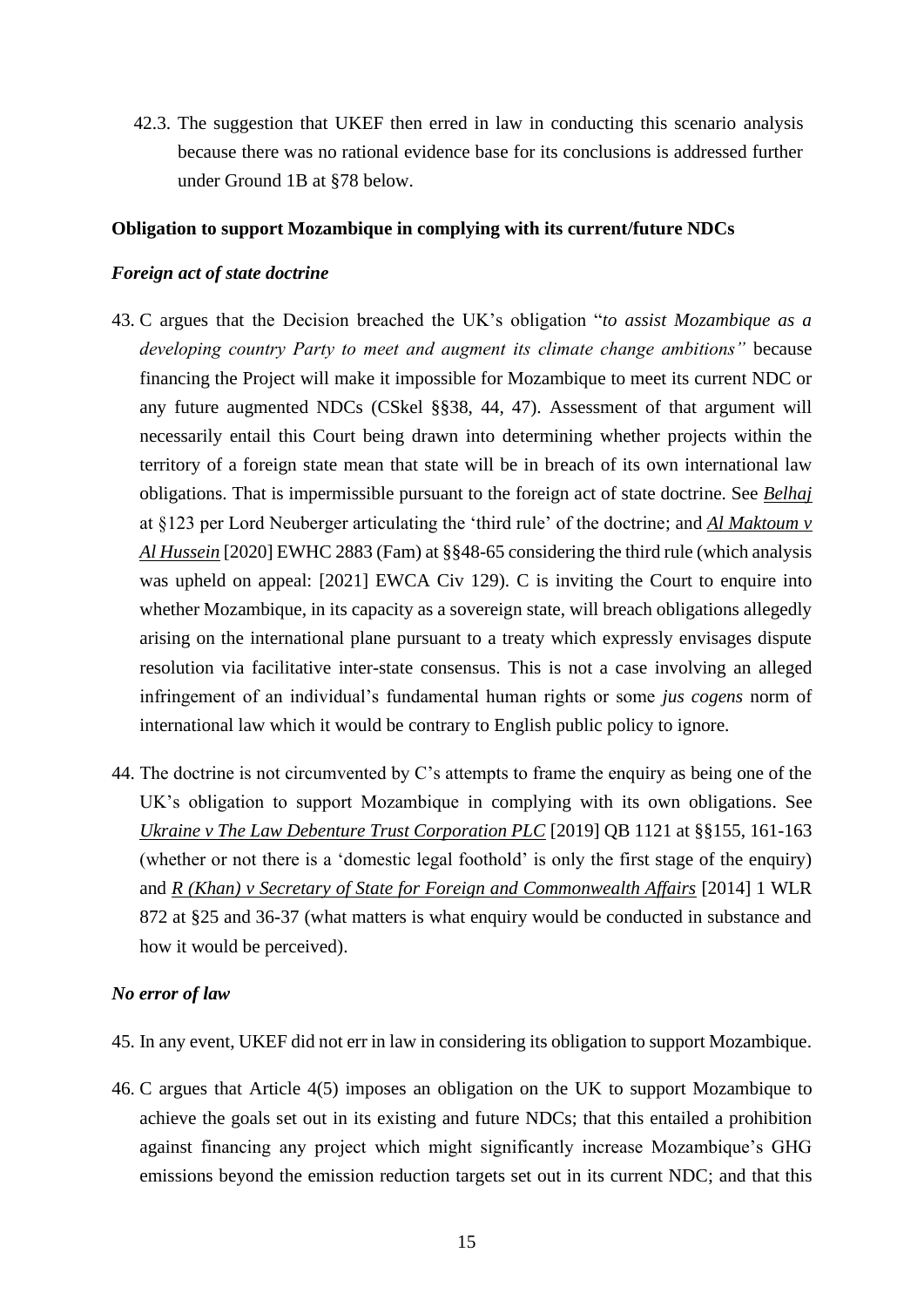42.3. The suggestion that UKEF then erred in law in conducting this scenario analysis because there was no rational evidence base for its conclusions is addressed further under Ground 1B at §78 below.

**Obligation to support Mozambique in complying with its current/future NDCs**

***Foreign act of state doctrine***

43. C argues that the Decision breached the UK's obligation "*to assist Mozambique as a developing country Party to meet and augment its climate change ambitions"* because financing the Project will make it impossible for Mozambique to meet its current NDC or any future augmented NDCs (CSkel §§38, 44, 47). Assessment of that argument will necessarily entail this Court being drawn into determining whether projects within the territory of a foreign state mean that state will be in breach of its own international law obligations. That is impermissible pursuant to the foreign act of state doctrine. See *Belhaj* at §123 per Lord Neuberger articulating the 'third rule' of the doctrine; and *Al Maktoum v Al Hussein* [2020] EWHC 2883 (Fam) at §§48-65 considering the third rule (which analysis was upheld on appeal: [2021] EWCA Civ 129). C is inviting the Court to enquire into whether Mozambique, in its capacity as a sovereign state, will breach obligations allegedly arising on the international plane pursuant to a treaty which expressly envisages dispute resolution via facilitative inter-state consensus. This is not a case involving an alleged infringement of an individual's fundamental human rights or some *jus cogens* norm of international law which it would be contrary to English public policy to ignore.

44. The doctrine is not circumvented by C's attempts to frame the enquiry as being one of the UK's obligation to support Mozambique in complying with its own obligations. See *Ukraine v The Law Debenture Trust Corporation PLC* [2019] QB 1121 at §§155, 161-163 (whether or not there is a 'domestic legal foothold' is only the first stage of the enquiry) and *R (Khan) v Secretary of State for Foreign and Commonwealth Affairs* [2014] 1 WLR 872 at §25 and 36-37 (what matters is what enquiry would be conducted in substance and how it would be perceived).

***No error of law***

45. In any event, UKEF did not err in law in considering its obligation to support Mozambique.

46. C argues that Article 4(5) imposes an obligation on the UK to support Mozambique to achieve the goals set out in its existing and future NDCs; that this entailed a prohibition against financing any project which might significantly increase Mozambique's GHG emissions beyond the emission reduction targets set out in its current NDC; and that this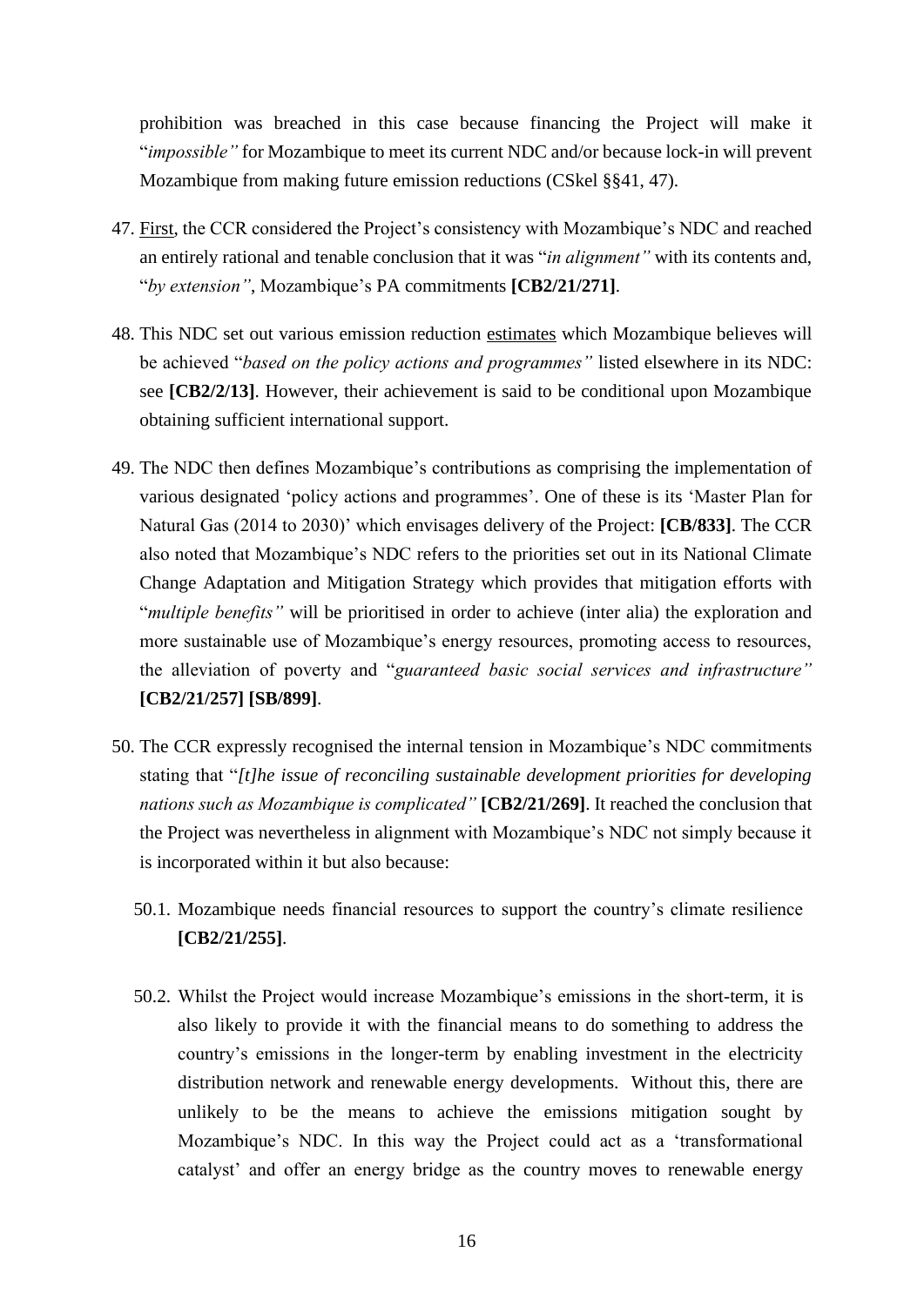prohibition was breached in this case because financing the Project will make it "*impossible*" for Mozambique to meet its current NDC and/or because lock-in will prevent Mozambique from making future emission reductions (CSkel §§41, 47).

47. First, the CCR considered the Project's consistency with Mozambique's NDC and reached an entirely rational and tenable conclusion that it was "*in alignment*" with its contents and, "*by extension*", Mozambique's PA commitments **[CB2/21/271]**.

48. This NDC set out various emission reduction estimates which Mozambique believes will be achieved "*based on the policy actions and programmes*" listed elsewhere in its NDC: see **[CB2/2/13]**. However, their achievement is said to be conditional upon Mozambique obtaining sufficient international support.

49. The NDC then defines Mozambique's contributions as comprising the implementation of various designated 'policy actions and programmes'. One of these is its 'Master Plan for Natural Gas (2014 to 2030)' which envisages delivery of the Project: **[CB/833]**. The CCR also noted that Mozambique's NDC refers to the priorities set out in its National Climate Change Adaptation and Mitigation Strategy which provides that mitigation efforts with "*multiple benefits*" will be prioritised in order to achieve (inter alia) the exploration and more sustainable use of Mozambique's energy resources, promoting access to resources, the alleviation of poverty and "*guaranteed basic social services and infrastructure*" **[CB2/21/257] [SB/899]**.

50. The CCR expressly recognised the internal tension in Mozambique's NDC commitments stating that "*[t]he issue of reconciling sustainable development priorities for developing nations such as Mozambique is complicated*" **[CB2/21/269]**. It reached the conclusion that the Project was nevertheless in alignment with Mozambique's NDC not simply because it is incorporated within it but also because:

    50.1. Mozambique needs financial resources to support the country's climate resilience **[CB2/21/255]**.

    50.2. Whilst the Project would increase Mozambique's emissions in the short-term, it is also likely to provide it with the financial means to do something to address the country's emissions in the longer-term by enabling investment in the electricity distribution network and renewable energy developments. Without this, there are unlikely to be the means to achieve the emissions mitigation sought by Mozambique's NDC. In this way the Project could act as a 'transformational catalyst' and offer an energy bridge as the country moves to renewable energy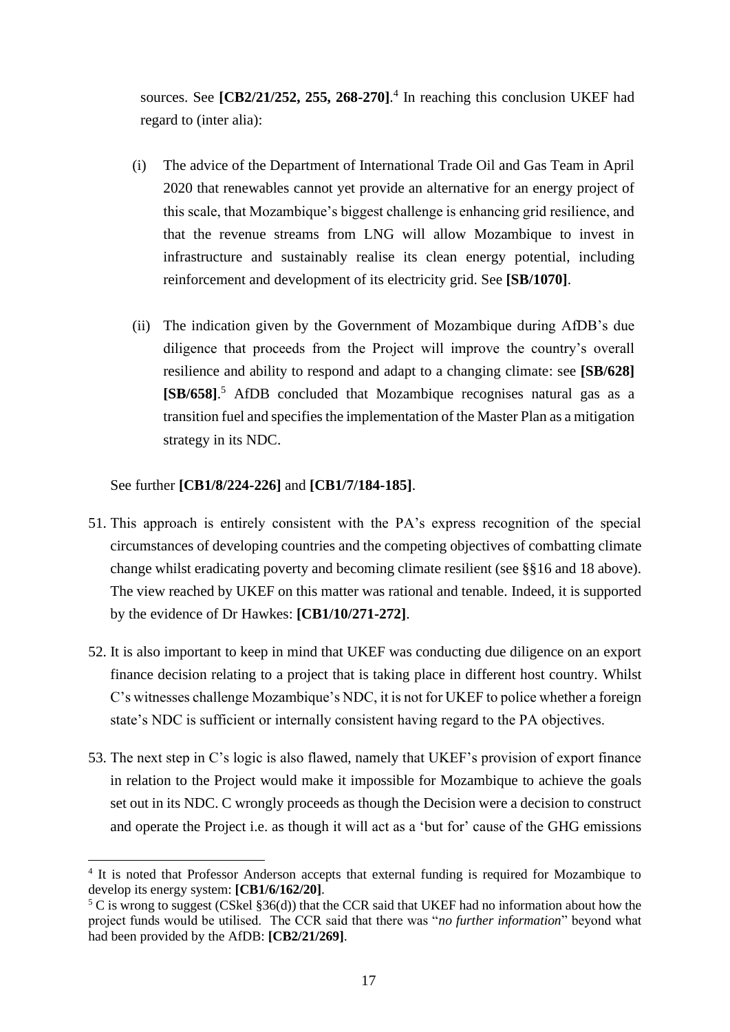sources. See **[CB2/21/252, 255, 268-270]**.[4] In reaching this conclusion UKEF had regard to (inter alia):

(i) The advice of the Department of International Trade Oil and Gas Team in April 2020 that renewables cannot yet provide an alternative for an energy project of this scale, that Mozambique's biggest challenge is enhancing grid resilience, and that the revenue streams from LNG will allow Mozambique to invest in infrastructure and sustainably realise its clean energy potential, including reinforcement and development of its electricity grid. See **[SB/1070]**.

(ii) The indication given by the Government of Mozambique during AfDB's due diligence that proceeds from the Project will improve the country's overall resilience and ability to respond and adapt to a changing climate: see **[SB/628] [SB/658]**.[5] AfDB concluded that Mozambique recognises natural gas as a transition fuel and specifies the implementation of the Master Plan as a mitigation strategy in its NDC.

See further **[CB1/8/224-226]** and **[CB1/7/184-185]**.

51. This approach is entirely consistent with the PA's express recognition of the special circumstances of developing countries and the competing objectives of combatting climate change whilst eradicating poverty and becoming climate resilient (see §§16 and 18 above). The view reached by UKEF on this matter was rational and tenable. Indeed, it is supported by the evidence of Dr Hawkes: **[CB1/10/271-272]**.

52. It is also important to keep in mind that UKEF was conducting due diligence on an export finance decision relating to a project that is taking place in different host country. Whilst C's witnesses challenge Mozambique's NDC, it is not for UKEF to police whether a foreign state's NDC is sufficient or internally consistent having regard to the PA objectives.

53. The next step in C's logic is also flawed, namely that UKEF's provision of export finance in relation to the Project would make it impossible for Mozambique to achieve the goals set out in its NDC. C wrongly proceeds as though the Decision were a decision to construct and operate the Project i.e. as though it will act as a 'but for' cause of the GHG emissions

---

[4] It is noted that Professor Anderson accepts that external funding is required for Mozambique to develop its energy system: **[CB1/6/162/20]**.

[5] C is wrong to suggest (CSkel §36(d)) that the CCR said that UKEF had no information about how the project funds would be utilised. The CCR said that there was "*no further information*" beyond what had been provided by the AfDB: **[CB2/21/269]**.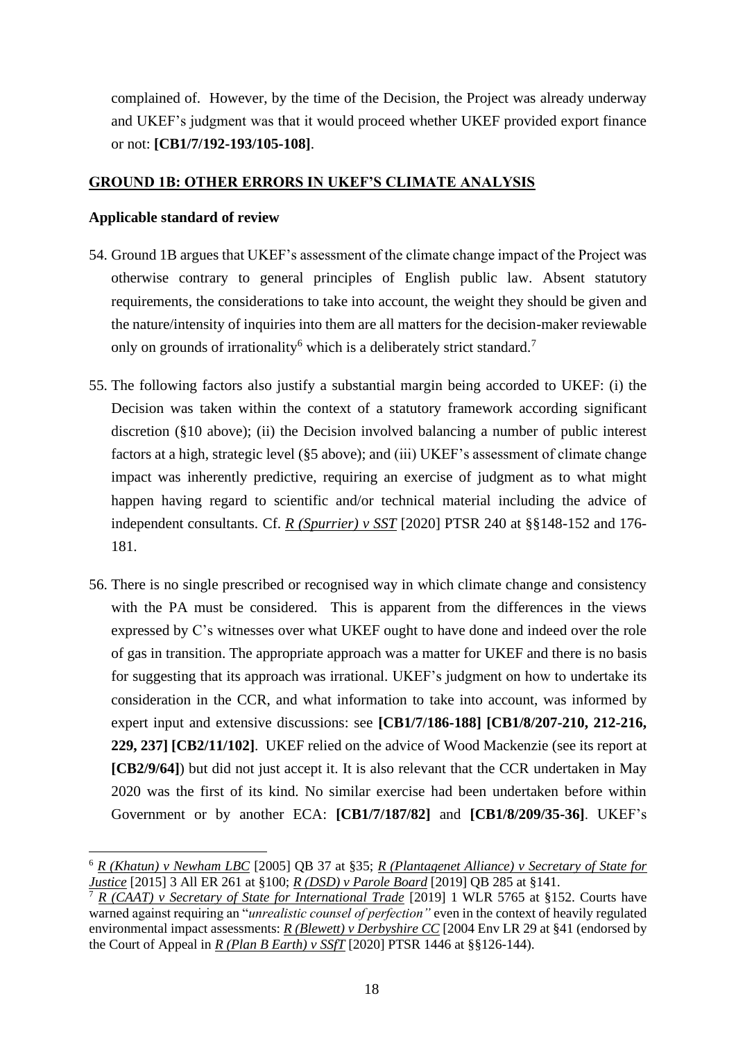complained of. However, by the time of the Decision, the Project was already underway and UKEF's judgment was that it would proceed whether UKEF provided export finance or not: **[CB1/7/192-193/105-108]**.

## GROUND 1B: OTHER ERRORS IN UKEF'S CLIMATE ANALYSIS

### Applicable standard of review

54. Ground 1B argues that UKEF's assessment of the climate change impact of the Project was otherwise contrary to general principles of English public law. Absent statutory requirements, the considerations to take into account, the weight they should be given and the nature/intensity of inquiries into them are all matters for the decision-maker reviewable only on grounds of irrationality[6] which is a deliberately strict standard.[7]

55. The following factors also justify a substantial margin being accorded to UKEF: (i) the Decision was taken within the context of a statutory framework according significant discretion (§10 above); (ii) the Decision involved balancing a number of public interest factors at a high, strategic level (§5 above); and (iii) UKEF's assessment of climate change impact was inherently predictive, requiring an exercise of judgment as to what might happen having regard to scientific and/or technical material including the advice of independent consultants. Cf. *R (Spurrier) v SST* [2020] PTSR 240 at §§148-152 and 176-181.

56. There is no single prescribed or recognised way in which climate change and consistency with the PA must be considered. This is apparent from the differences in the views expressed by C's witnesses over what UKEF ought to have done and indeed over the role of gas in transition. The appropriate approach was a matter for UKEF and there is no basis for suggesting that its approach was irrational. UKEF's judgment on how to undertake its consideration in the CCR, and what information to take into account, was informed by expert input and extensive discussions: see **[CB1/7/186-188] [CB1/8/207-210, 212-216, 229, 237] [CB2/11/102]**. UKEF relied on the advice of Wood Mackenzie (see its report at **[CB2/9/64]**) but did not just accept it. It is also relevant that the CCR undertaken in May 2020 was the first of its kind. No similar exercise had been undertaken before within Government or by another ECA: **[CB1/7/187/82]** and **[CB1/8/209/35-36]**. UKEF's

---

[6] *R (Khatun) v Newham LBC* [2005] QB 37 at §35; *R (Plantagenet Alliance) v Secretary of State for Justice* [2015] 3 All ER 261 at §100; *R (DSD) v Parole Board* [2019] QB 285 at §141.

[7] *R (CAAT) v Secretary of State for International Trade* [2019] 1 WLR 5765 at §152. Courts have warned against requiring an "*unrealistic counsel of perfection"* even in the context of heavily regulated environmental impact assessments: *R (Blewett) v Derbyshire CC* [2004 Env LR 29 at §41 (endorsed by the Court of Appeal in *R (Plan B Earth) v SSfT* [2020] PTSR 1446 at §§126-144).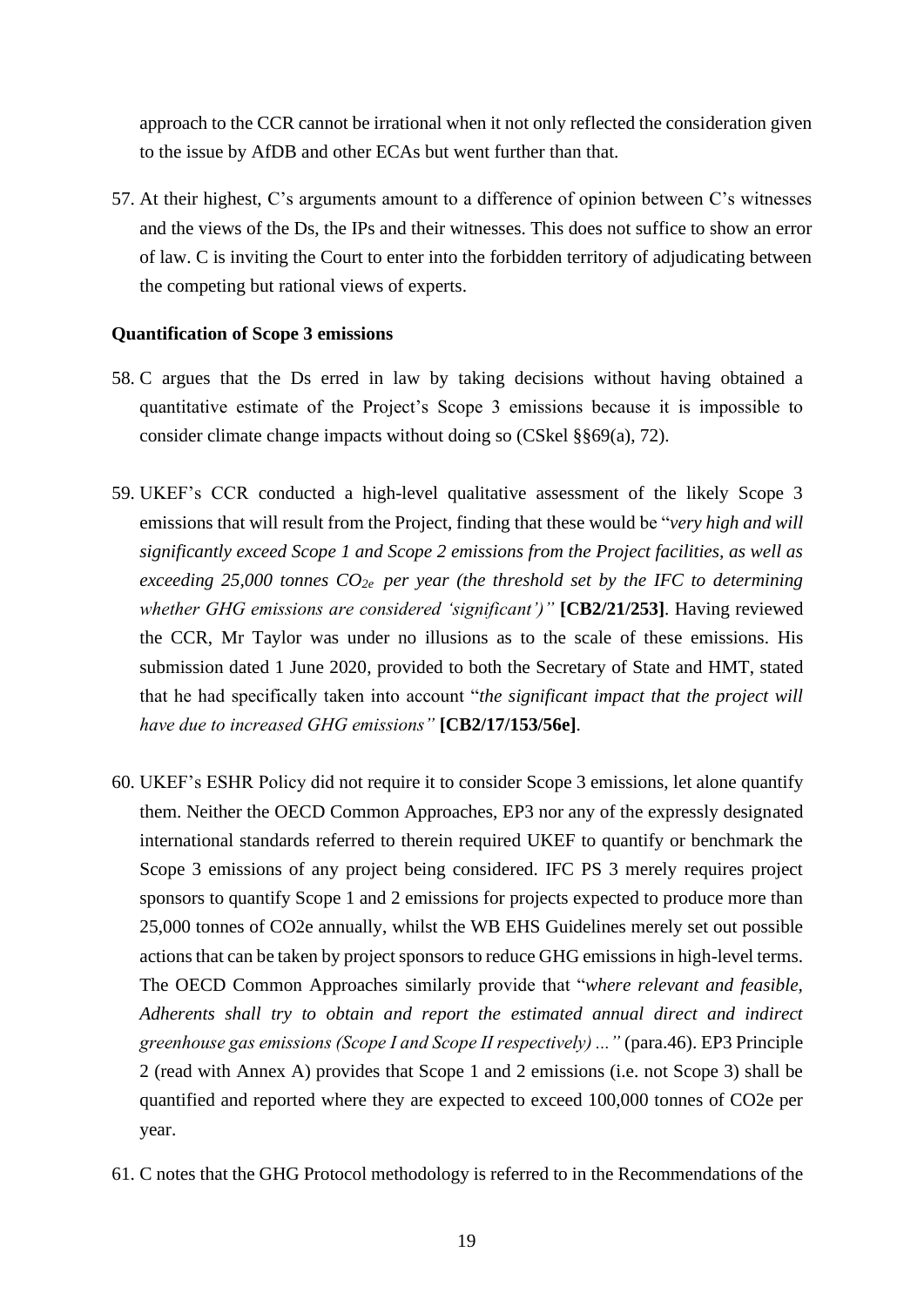approach to the CCR cannot be irrational when it not only reflected the consideration given to the issue by AfDB and other ECAs but went further than that.

57. At their highest, C's arguments amount to a difference of opinion between C's witnesses and the views of the Ds, the IPs and their witnesses. This does not suffice to show an error of law. C is inviting the Court to enter into the forbidden territory of adjudicating between the competing but rational views of experts.

**Quantification of Scope 3 emissions**

58. C argues that the Ds erred in law by taking decisions without having obtained a quantitative estimate of the Project's Scope 3 emissions because it is impossible to consider climate change impacts without doing so (CSkel §§69(a), 72).

59. UKEF's CCR conducted a high-level qualitative assessment of the likely Scope 3 emissions that will result from the Project, finding that these would be "*very high and will significantly exceed Scope 1 and Scope 2 emissions from the Project facilities, as well as exceeding 25,000 tonnes $CO_{2e}$ per year (the threshold set by the IFC to determining whether GHG emissions are considered 'significant')"* **[CB2/21/253]**. Having reviewed the CCR, Mr Taylor was under no illusions as to the scale of these emissions. His submission dated 1 June 2020, provided to both the Secretary of State and HMT, stated that he had specifically taken into account "*the significant impact that the project will have due to increased GHG emissions"* **[CB2/17/153/56e]**.

60. UKEF's ESHR Policy did not require it to consider Scope 3 emissions, let alone quantify them. Neither the OECD Common Approaches, EP3 nor any of the expressly designated international standards referred to therein required UKEF to quantify or benchmark the Scope 3 emissions of any project being considered. IFC PS 3 merely requires project sponsors to quantify Scope 1 and 2 emissions for projects expected to produce more than 25,000 tonnes of CO2e annually, whilst the WB EHS Guidelines merely set out possible actions that can be taken by project sponsors to reduce GHG emissions in high-level terms. The OECD Common Approaches similarly provide that "*where relevant and feasible, Adherents shall try to obtain and report the estimated annual direct and indirect greenhouse gas emissions (Scope I and Scope II respectively) ..."* (para.46). EP3 Principle 2 (read with Annex A) provides that Scope 1 and 2 emissions (i.e. not Scope 3) shall be quantified and reported where they are expected to exceed 100,000 tonnes of CO2e per year.

61. C notes that the GHG Protocol methodology is referred to in the Recommendations of the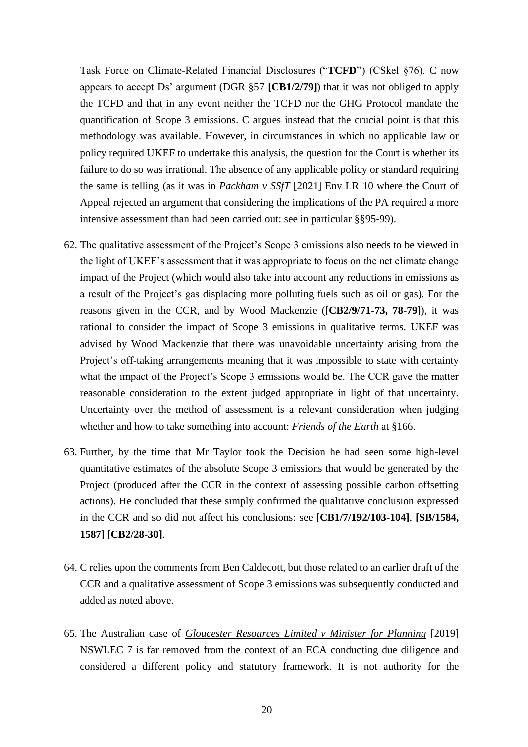Task Force on Climate-Related Financial Disclosures ("**TCFD**") (CSkel §76). C now appears to accept Ds' argument (DGR §57 **[CB1/2/79]**) that it was not obliged to apply the TCFD and that in any event neither the TCFD nor the GHG Protocol mandate the quantification of Scope 3 emissions. C argues instead that the crucial point is that this methodology was available. However, in circumstances in which no applicable law or policy required UKEF to undertake this analysis, the question for the Court is whether its failure to do so was irrational. The absence of any applicable policy or standard requiring the same is telling (as it was in ***Packham v SSfT*** [2021] Env LR 10 where the Court of Appeal rejected an argument that considering the implications of the PA required a more intensive assessment than had been carried out: see in particular §§95-99).

62. The qualitative assessment of the Project's Scope 3 emissions also needs to be viewed in the light of UKEF's assessment that it was appropriate to focus on the net climate change impact of the Project (which would also take into account any reductions in emissions as a result of the Project's gas displacing more polluting fuels such as oil or gas). For the reasons given in the CCR, and by Wood Mackenzie (**[CB2/9/71-73, 78-79]**), it was rational to consider the impact of Scope 3 emissions in qualitative terms. UKEF was advised by Wood Mackenzie that there was unavoidable uncertainty arising from the Project's off-taking arrangements meaning that it was impossible to state with certainty what the impact of the Project's Scope 3 emissions would be. The CCR gave the matter reasonable consideration to the extent judged appropriate in light of that uncertainty. Uncertainty over the method of assessment is a relevant consideration when judging whether and how to take something into account: ***Friends of the Earth*** at §166.

63. Further, by the time that Mr Taylor took the Decision he had seen some high-level quantitative estimates of the absolute Scope 3 emissions that would be generated by the Project (produced after the CCR in the context of assessing possible carbon offsetting actions). He concluded that these simply confirmed the qualitative conclusion expressed in the CCR and so did not affect his conclusions: see **[CB1/7/192/103-104]**, **[SB/1584, 1587] [CB2/28-30]**.

64. C relies upon the comments from Ben Caldecott, but those related to an earlier draft of the CCR and a qualitative assessment of Scope 3 emissions was subsequently conducted and added as noted above.

65. The Australian case of ***Gloucester Resources Limited v Minister for Planning*** [2019] NSWLEC 7 is far removed from the context of an ECA conducting due diligence and considered a different policy and statutory framework. It is not authority for the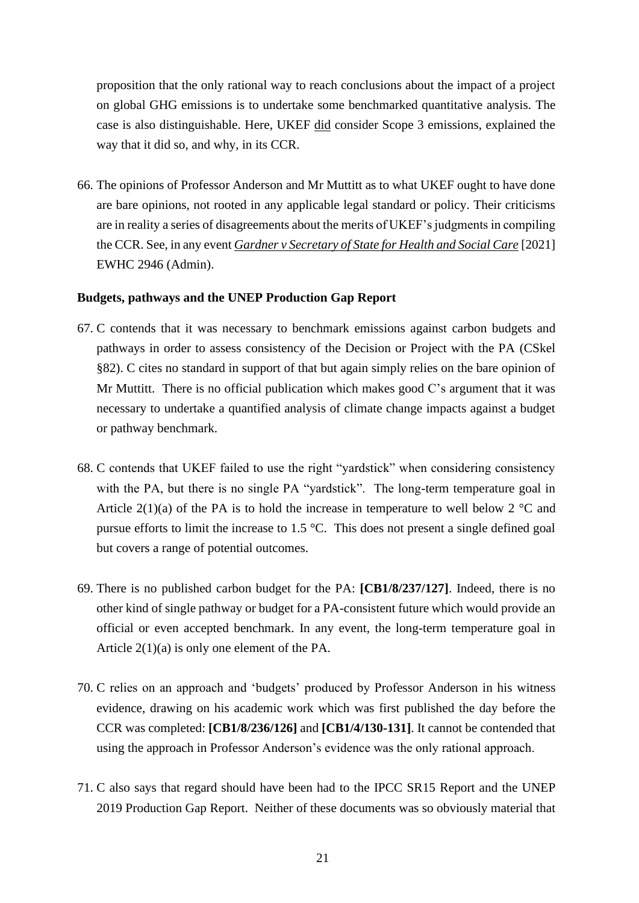proposition that the only rational way to reach conclusions about the impact of a project on global GHG emissions is to undertake some benchmarked quantitative analysis. The case is also distinguishable. Here, UKEF did consider Scope 3 emissions, explained the way that it did so, and why, in its CCR.

66. The opinions of Professor Anderson and Mr Muttitt as to what UKEF ought to have done are bare opinions, not rooted in any applicable legal standard or policy. Their criticisms are in reality a series of disagreements about the merits of UKEF's judgments in compiling the CCR. See, in any event ***Gardner v Secretary of State for Health and Social Care*** [2021] EWHC 2946 (Admin).

**Budgets, pathways and the UNEP Production Gap Report**

67. C contends that it was necessary to benchmark emissions against carbon budgets and pathways in order to assess consistency of the Decision or Project with the PA (CSkel §82). C cites no standard in support of that but again simply relies on the bare opinion of Mr Muttitt. There is no official publication which makes good C's argument that it was necessary to undertake a quantified analysis of climate change impacts against a budget or pathway benchmark.

68. C contends that UKEF failed to use the right "yardstick" when considering consistency with the PA, but there is no single PA "yardstick". The long-term temperature goal in Article 2(1)(a) of the PA is to hold the increase in temperature to well below 2 °C and pursue efforts to limit the increase to 1.5 °C. This does not present a single defined goal but covers a range of potential outcomes.

69. There is no published carbon budget for the PA: **[CB1/8/237/127]**. Indeed, there is no other kind of single pathway or budget for a PA-consistent future which would provide an official or even accepted benchmark. In any event, the long-term temperature goal in Article 2(1)(a) is only one element of the PA.

70. C relies on an approach and 'budgets' produced by Professor Anderson in his witness evidence, drawing on his academic work which was first published the day before the CCR was completed: **[CB1/8/236/126]** and **[CB1/4/130-131]**. It cannot be contended that using the approach in Professor Anderson's evidence was the only rational approach.

71. C also says that regard should have been had to the IPCC SR15 Report and the UNEP 2019 Production Gap Report. Neither of these documents was so obviously material that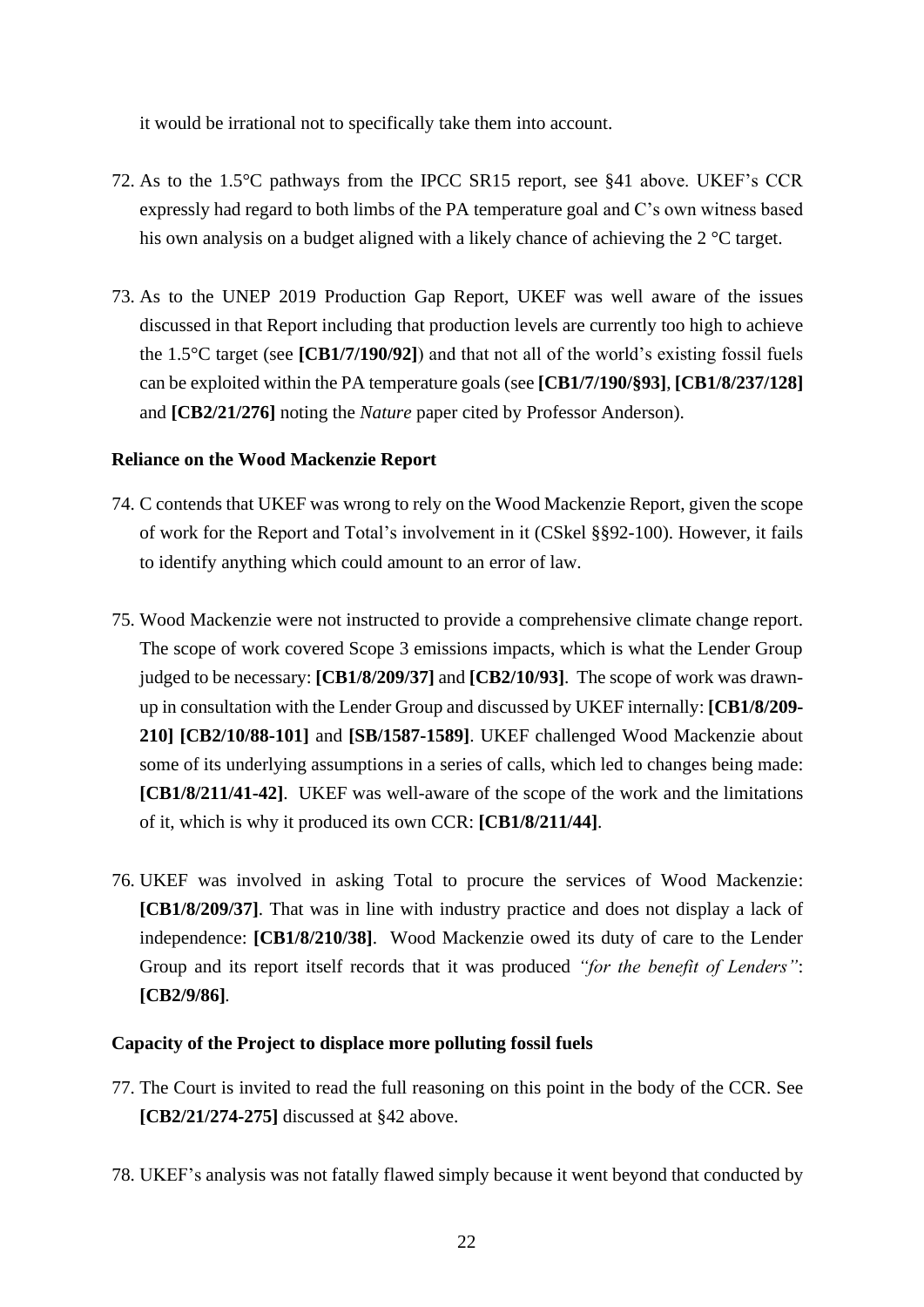it would be irrational not to specifically take them into account.

72. As to the 1.5°C pathways from the IPCC SR15 report, see §41 above. UKEF's CCR expressly had regard to both limbs of the PA temperature goal and C's own witness based his own analysis on a budget aligned with a likely chance of achieving the 2 °C target.

73. As to the UNEP 2019 Production Gap Report, UKEF was well aware of the issues discussed in that Report including that production levels are currently too high to achieve the 1.5°C target (see **[CB1/7/190/92]**) and that not all of the world's existing fossil fuels can be exploited within the PA temperature goals (see **[CB1/7/190/§93]**, **[CB1/8/237/128]** and **[CB2/21/276]** noting the *Nature* paper cited by Professor Anderson).

**Reliance on the Wood Mackenzie Report**

74. C contends that UKEF was wrong to rely on the Wood Mackenzie Report, given the scope of work for the Report and Total's involvement in it (CSkel §§92-100). However, it fails to identify anything which could amount to an error of law.

75. Wood Mackenzie were not instructed to provide a comprehensive climate change report. The scope of work covered Scope 3 emissions impacts, which is what the Lender Group judged to be necessary: **[CB1/8/209/37]** and **[CB2/10/93]**. The scope of work was drawn-up in consultation with the Lender Group and discussed by UKEF internally: **[CB1/8/209-210] [CB2/10/88-101]** and **[SB/1587-1589]**. UKEF challenged Wood Mackenzie about some of its underlying assumptions in a series of calls, which led to changes being made: **[CB1/8/211/41-42]**. UKEF was well-aware of the scope of the work and the limitations of it, which is why it produced its own CCR: **[CB1/8/211/44]**.

76. UKEF was involved in asking Total to procure the services of Wood Mackenzie: **[CB1/8/209/37]**. That was in line with industry practice and does not display a lack of independence: **[CB1/8/210/38]**. Wood Mackenzie owed its duty of care to the Lender Group and its report itself records that it was produced *"for the benefit of Lenders"*: **[CB2/9/86]**.

**Capacity of the Project to displace more polluting fossil fuels**

77. The Court is invited to read the full reasoning on this point in the body of the CCR. See **[CB2/21/274-275]** discussed at §42 above.

78. UKEF's analysis was not fatally flawed simply because it went beyond that conducted by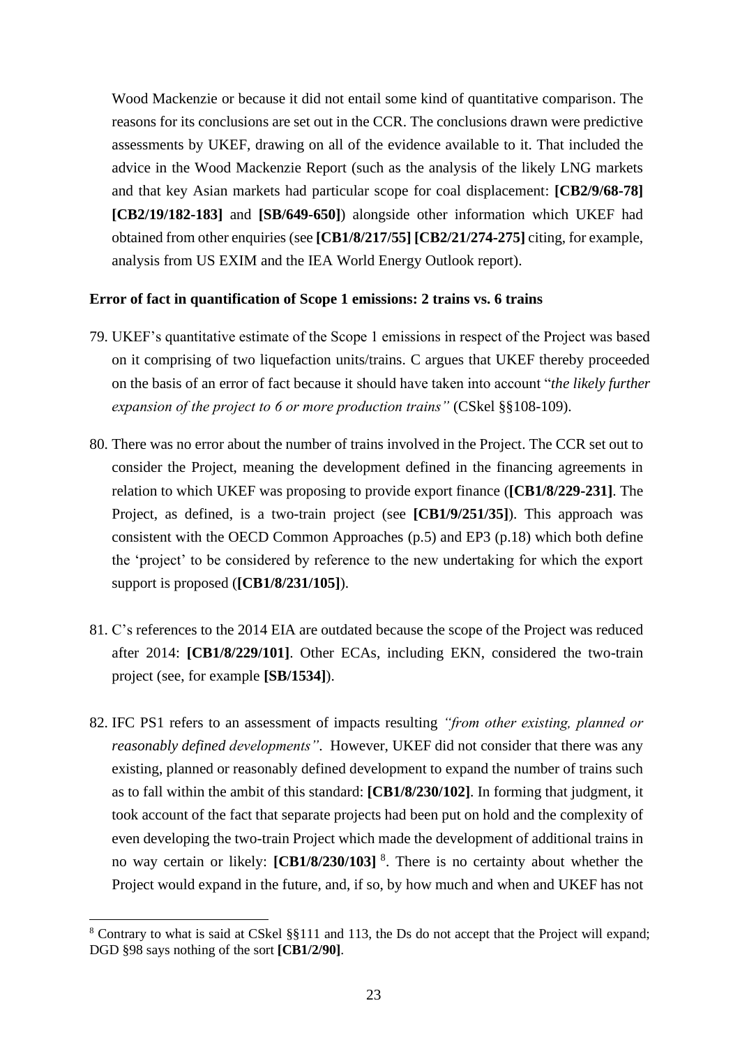Wood Mackenzie or because it did not entail some kind of quantitative comparison. The reasons for its conclusions are set out in the CCR. The conclusions drawn were predictive assessments by UKEF, drawing on all of the evidence available to it. That included the advice in the Wood Mackenzie Report (such as the analysis of the likely LNG markets and that key Asian markets had particular scope for coal displacement: **[CB2/9/68-78] [CB2/19/182-183]** and **[SB/649-650]**) alongside other information which UKEF had obtained from other enquiries (see **[CB1/8/217/55] [CB2/21/274-275]** citing, for example, analysis from US EXIM and the IEA World Energy Outlook report).

**Error of fact in quantification of Scope 1 emissions: 2 trains vs. 6 trains**

79. UKEF's quantitative estimate of the Scope 1 emissions in respect of the Project was based on it comprising of two liquefaction units/trains. C argues that UKEF thereby proceeded on the basis of an error of fact because it should have taken into account "*the likely further expansion of the project to 6 or more production trains"* (CSkel §§108-109).

80. There was no error about the number of trains involved in the Project. The CCR set out to consider the Project, meaning the development defined in the financing agreements in relation to which UKEF was proposing to provide export finance (**[CB1/8/229-231]**. The Project, as defined, is a two-train project (see **[CB1/9/251/35]**). This approach was consistent with the OECD Common Approaches (p.5) and EP3 (p.18) which both define the 'project' to be considered by reference to the new undertaking for which the export support is proposed (**[CB1/8/231/105]**).

81. C's references to the 2014 EIA are outdated because the scope of the Project was reduced after 2014: **[CB1/8/229/101]**. Other ECAs, including EKN, considered the two-train project (see, for example **[SB/1534]**).

82. IFC PS1 refers to an assessment of impacts resulting *"from other existing, planned or reasonably defined developments"*. However, UKEF did not consider that there was any existing, planned or reasonably defined development to expand the number of trains such as to fall within the ambit of this standard: **[CB1/8/230/102]**. In forming that judgment, it took account of the fact that separate projects had been put on hold and the complexity of even developing the two-train Project which made the development of additional trains in no way certain or likely: **[CB1/8/230/103]** [8]. There is no certainty about whether the Project would expand in the future, and, if so, by how much and when and UKEF has not

[8] Contrary to what is said at CSkel §§111 and 113, the Ds do not accept that the Project will expand; DGD §98 says nothing of the sort **[CB1/2/90]**.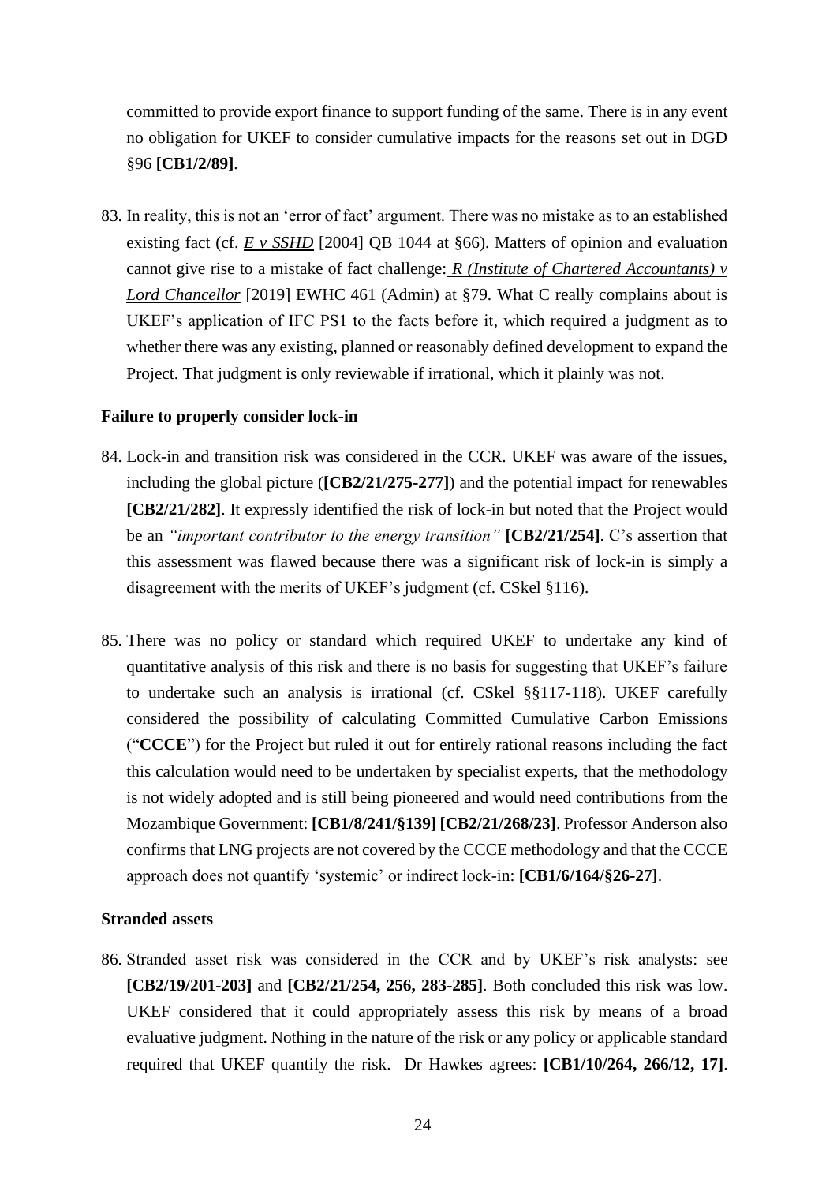committed to provide export finance to support funding of the same. There is in any event no obligation for UKEF to consider cumulative impacts for the reasons set out in DGD §96 **[CB1/2/89]**.

83. In reality, this is not an 'error of fact' argument. There was no mistake as to an established existing fact (cf. *E v SSHD* [2004] QB 1044 at §66). Matters of opinion and evaluation cannot give rise to a mistake of fact challenge: *R (Institute of Chartered Accountants) v Lord Chancellor* [2019] EWHC 461 (Admin) at §79. What C really complains about is UKEF's application of IFC PS1 to the facts before it, which required a judgment as to whether there was any existing, planned or reasonably defined development to expand the Project. That judgment is only reviewable if irrational, which it plainly was not.

**Failure to properly consider lock-in**

84. Lock-in and transition risk was considered in the CCR. UKEF was aware of the issues, including the global picture (**[CB2/21/275-277]**) and the potential impact for renewables **[CB2/21/282]**. It expressly identified the risk of lock-in but noted that the Project would be an *"important contributor to the energy transition"* **[CB2/21/254]**. C's assertion that this assessment was flawed because there was a significant risk of lock-in is simply a disagreement with the merits of UKEF's judgment (cf. CSkel §116).

85. There was no policy or standard which required UKEF to undertake any kind of quantitative analysis of this risk and there is no basis for suggesting that UKEF's failure to undertake such an analysis is irrational (cf. CSkel §§117-118). UKEF carefully considered the possibility of calculating Committed Cumulative Carbon Emissions ("**CCCE**") for the Project but ruled it out for entirely rational reasons including the fact this calculation would need to be undertaken by specialist experts, that the methodology is not widely adopted and is still being pioneered and would need contributions from the Mozambique Government: **[CB1/8/241/§139] [CB2/21/268/23]**. Professor Anderson also confirms that LNG projects are not covered by the CCCE methodology and that the CCCE approach does not quantify 'systemic' or indirect lock-in: **[CB1/6/164/§26-27]**.

**Stranded assets**

86. Stranded asset risk was considered in the CCR and by UKEF's risk analysts: see **[CB2/19/201-203]** and **[CB2/21/254, 256, 283-285]**. Both concluded this risk was low. UKEF considered that it could appropriately assess this risk by means of a broad evaluative judgment. Nothing in the nature of the risk or any policy or applicable standard required that UKEF quantify the risk. Dr Hawkes agrees: **[CB1/10/264, 266/12, 17]**.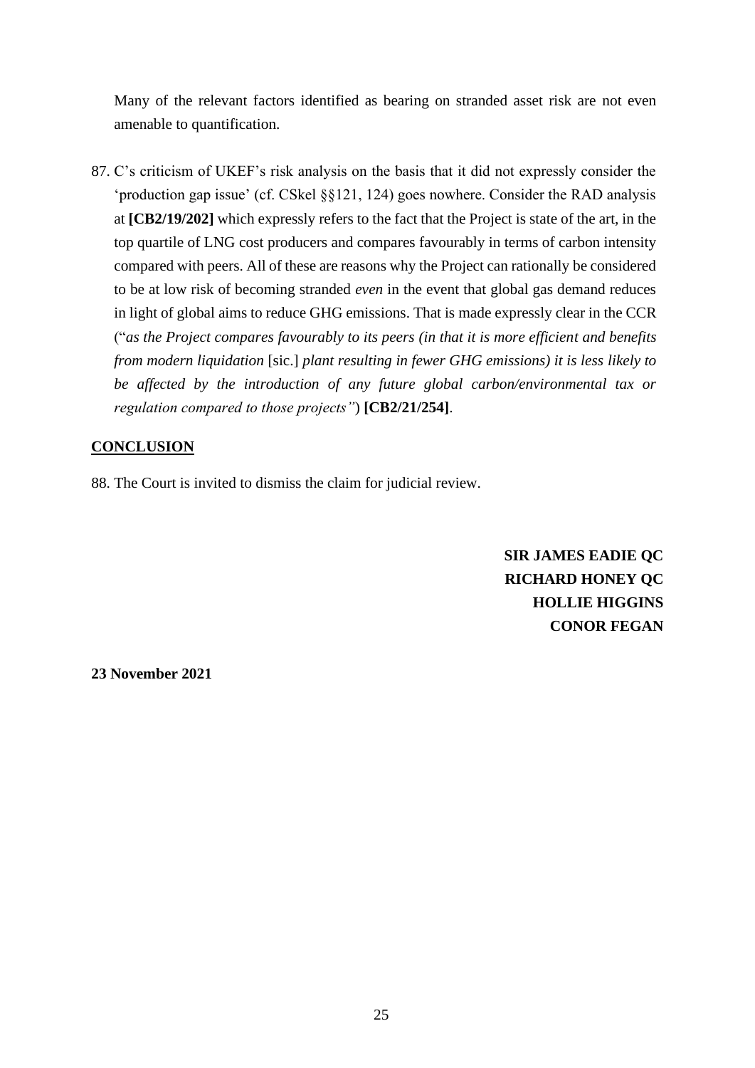Many of the relevant factors identified as bearing on stranded asset risk are not even amenable to quantification.

87. C's criticism of UKEF's risk analysis on the basis that it did not expressly consider the 'production gap issue' (cf. CSkel §§121, 124) goes nowhere. Consider the RAD analysis at **[CB2/19/202]** which expressly refers to the fact that the Project is state of the art, in the top quartile of LNG cost producers and compares favourably in terms of carbon intensity compared with peers. All of these are reasons why the Project can rationally be considered to be at low risk of becoming stranded *even* in the event that global gas demand reduces in light of global aims to reduce GHG emissions. That is made expressly clear in the CCR ("*as the Project compares favourably to its peers (in that it is more efficient and benefits from modern liquidation* [sic.] *plant resulting in fewer GHG emissions) it is less likely to be affected by the introduction of any future global carbon/environmental tax or regulation compared to those projects"*) **[CB2/21/254]**.

## CONCLUSION

88. The Court is invited to dismiss the claim for judicial review.

**SIR JAMES EADIE QC**
**RICHARD HONEY QC**
**HOLLIE HIGGINS**
**CONOR FEGAN**

**23 November 2021**